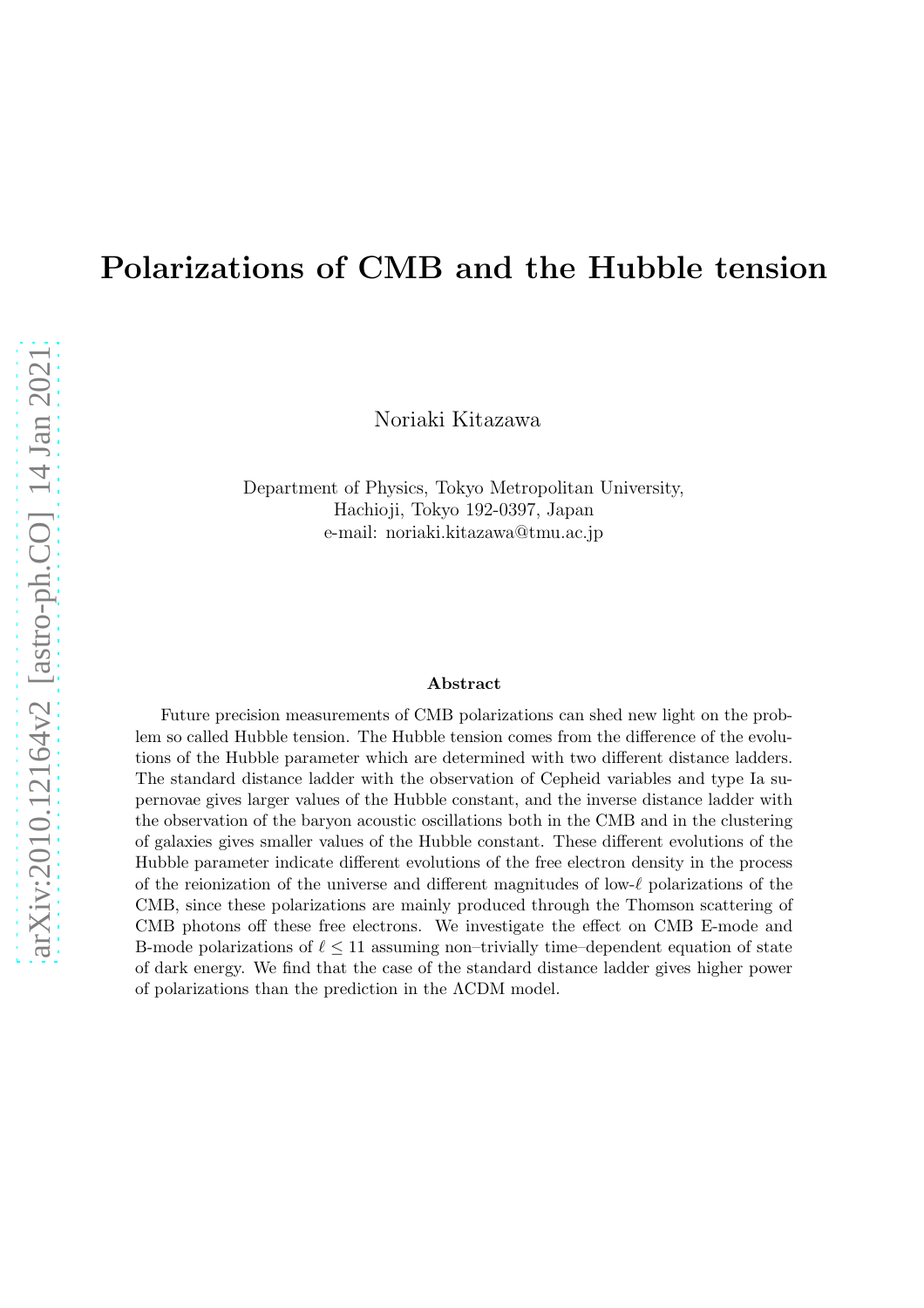# Polarizations of CMB and the Hubble tension

Noriaki Kitazawa

Department of Physics, Tokyo Metropolitan University,
Hachioji, Tokyo 192-0397, Japan
e-mail: noriaki.kitazawa@tmu.ac.jp

**Abstract**

Future precision measurements of CMB polarizations can shed new light on the problem so called Hubble tension. The Hubble tension comes from the difference of the evolutions of the Hubble parameter which are determined with two different distance ladders. The standard distance ladder with the observation of Cepheid variables and type Ia supernovae gives larger values of the Hubble constant, and the inverse distance ladder with the observation of the baryon acoustic oscillations both in the CMB and in the clustering of galaxies gives smaller values of the Hubble constant. These different evolutions of the Hubble parameter indicate different evolutions of the free electron density in the process of the reionization of the universe and different magnitudes of low-$\ell$ polarizations of the CMB, since these polarizations are mainly produced through the Thomson scattering of CMB photons off these free electrons. We investigate the effect on CMB E-mode and B-mode polarizations of $\ell \leq 11$ assuming non–trivially time–dependent equation of state of dark energy. We find that the case of the standard distance ladder gives higher power of polarizations than the prediction in the ΛCDM model.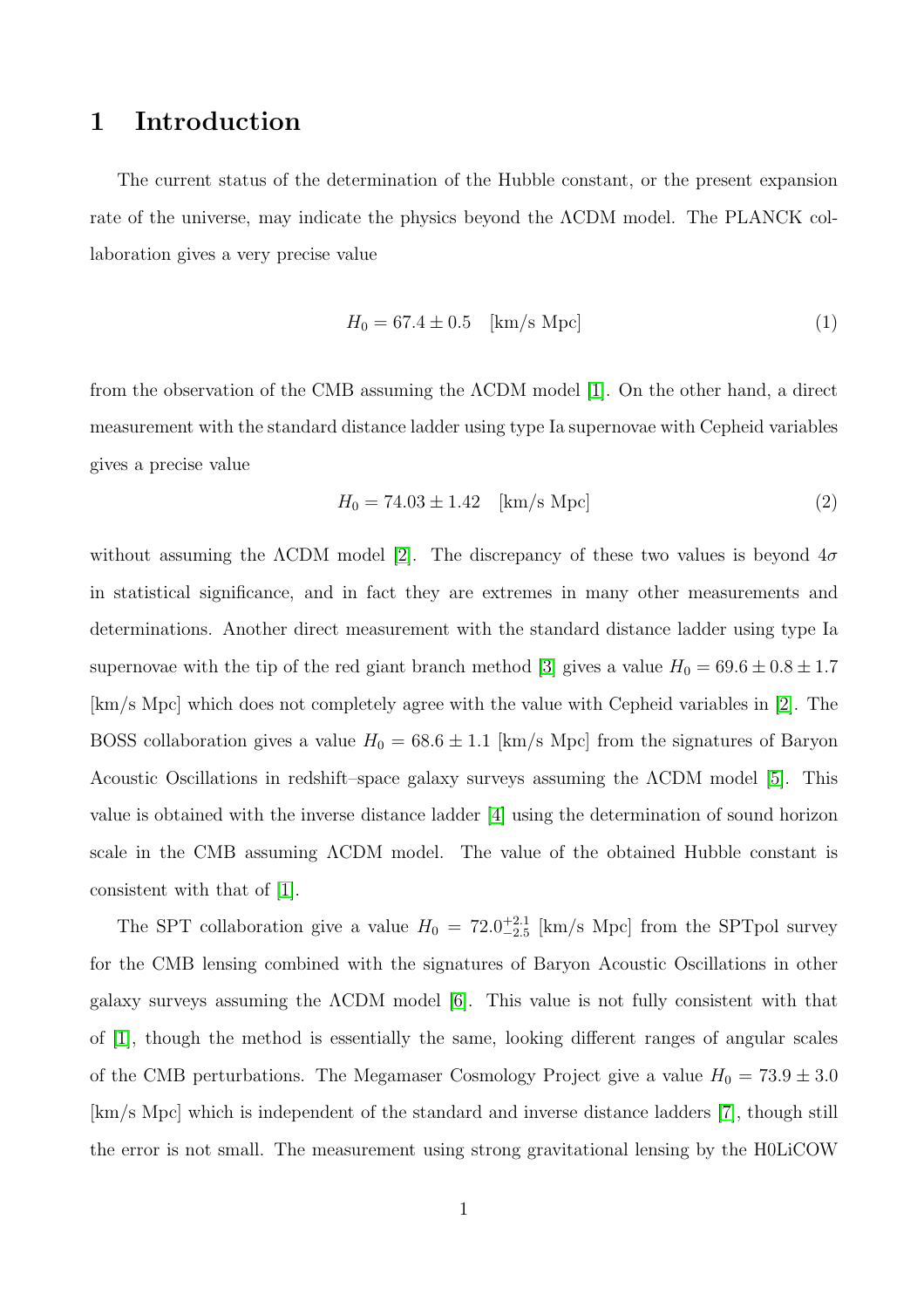# 1 Introduction

The current status of the determination of the Hubble constant, or the present expansion rate of the universe, may indicate the physics beyond the ΛCDM model. The PLANCK collaboration gives a very precise value

$$H_0 = 67.4 \pm 0.5 \quad \text{[km/s Mpc]} \tag{1}$$

from the observation of the CMB assuming the ΛCDM model [1]. On the other hand, a direct measurement with the standard distance ladder using type Ia supernovae with Cepheid variables gives a precise value

$$H_0 = 74.03 \pm 1.42 \quad \text{[km/s Mpc]} \tag{2}$$

without assuming the ΛCDM model [2]. The discrepancy of these two values is beyond $4\sigma$ in statistical significance, and in fact they are extremes in many other measurements and determinations. Another direct measurement with the standard distance ladder using type Ia supernovae with the tip of the red giant branch method [3] gives a value $H_0 = 69.6 \pm 0.8 \pm 1.7$ [km/s Mpc] which does not completely agree with the value with Cepheid variables in [2]. The BOSS collaboration gives a value $H_0 = 68.6 \pm 1.1$ [km/s Mpc] from the signatures of Baryon Acoustic Oscillations in redshift–space galaxy surveys assuming the ΛCDM model [5]. This value is obtained with the inverse distance ladder [4] using the determination of sound horizon scale in the CMB assuming ΛCDM model. The value of the obtained Hubble constant is consistent with that of [1].

The SPT collaboration give a value $H_0 = 72.0^{+2.1}_{-2.5}$ [km/s Mpc] from the SPTpol survey for the CMB lensing combined with the signatures of Baryon Acoustic Oscillations in other galaxy surveys assuming the ΛCDM model [6]. This value is not fully consistent with that of [1], though the method is essentially the same, looking different ranges of angular scales of the CMB perturbations. The Megamaser Cosmology Project give a value $H_0 = 73.9 \pm 3.0$ [km/s Mpc] which is independent of the standard and inverse distance ladders [7], though still the error is not small. The measurement using strong gravitational lensing by the H0LiCOW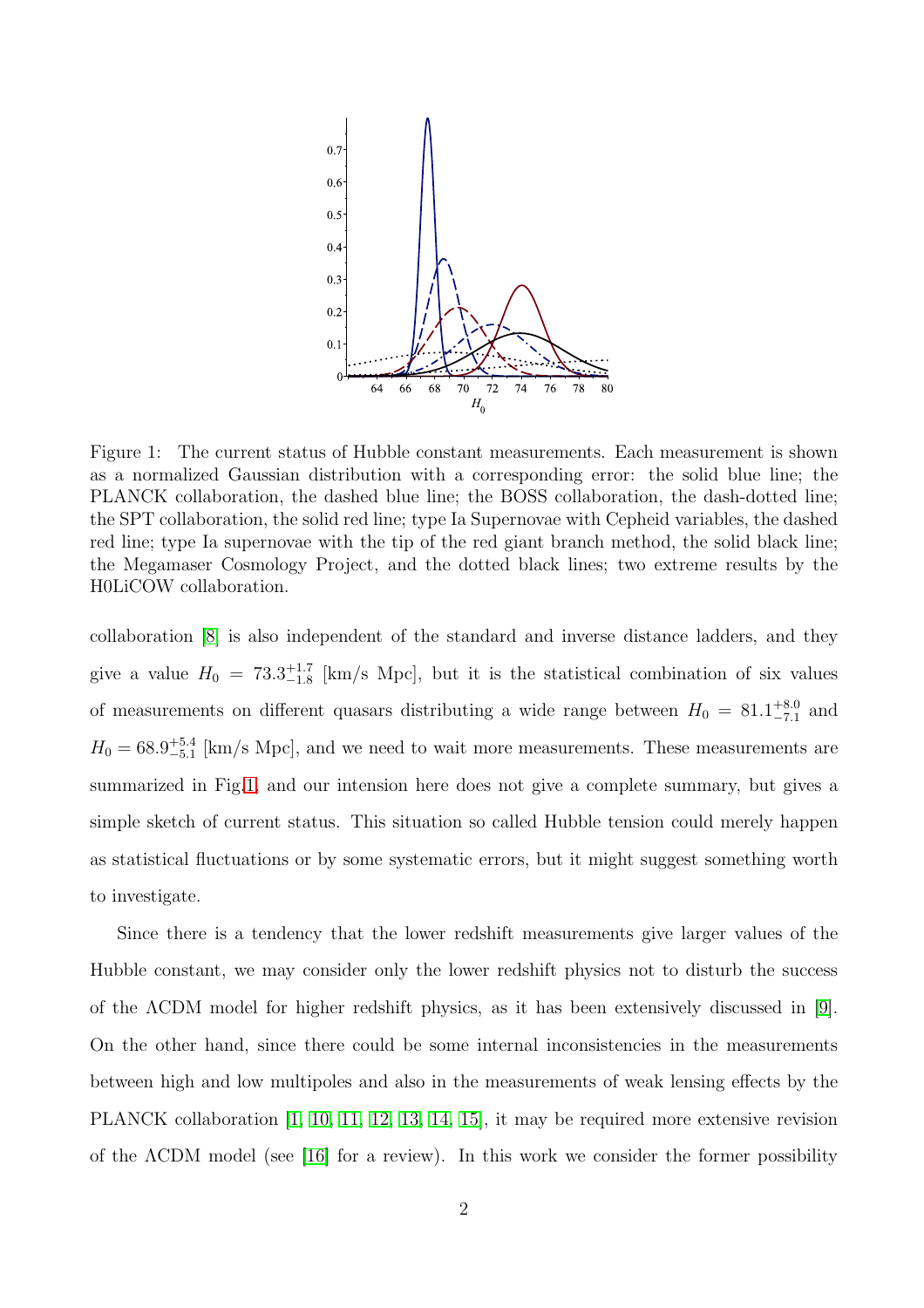Figure 1: The current status of Hubble constant measurements. Each measurement is shown as a normalized Gaussian distribution with a corresponding error: the solid blue line; the PLANCK collaboration, the dashed blue line; the BOSS collaboration, the dash-dotted line; the SPT collaboration, the solid red line; type Ia Supernovae with Cepheid variables, the dashed red line; type Ia supernovae with the tip of the red giant branch method, the solid black line; the Megamaser Cosmology Project, and the dotted black lines; two extreme results by the H0LiCOW collaboration.

collaboration [8] is also independent of the standard and inverse distance ladders, and they give a value $H_0 = 73.3^{+1.7}_{-1.8}$ [km/s Mpc], but it is the statistical combination of six values of measurements on different quasars distributing a wide range between $H_0 = 81.1^{+8.0}_{-7.1}$ and $H_0 = 68.9^{+5.4}_{-5.1}$ [km/s Mpc], and we need to wait more measurements. These measurements are summarized in Fig.1, and our intension here does not give a complete summary, but gives a simple sketch of current status. This situation so called Hubble tension could merely happen as statistical fluctuations or by some systematic errors, but it might suggest something worth to investigate.

Since there is a tendency that the lower redshift measurements give larger values of the Hubble constant, we may consider only the lower redshift physics not to disturb the success of the ΛCDM model for higher redshift physics, as it has been extensively discussed in [9]. On the other hand, since there could be some internal inconsistencies in the measurements between high and low multipoles and also in the measurements of weak lensing effects by the PLANCK collaboration [1, 10, 11, 12, 13, 14, 15], it may be required more extensive revision of the ΛCDM model (see [16] for a review). In this work we consider the former possibility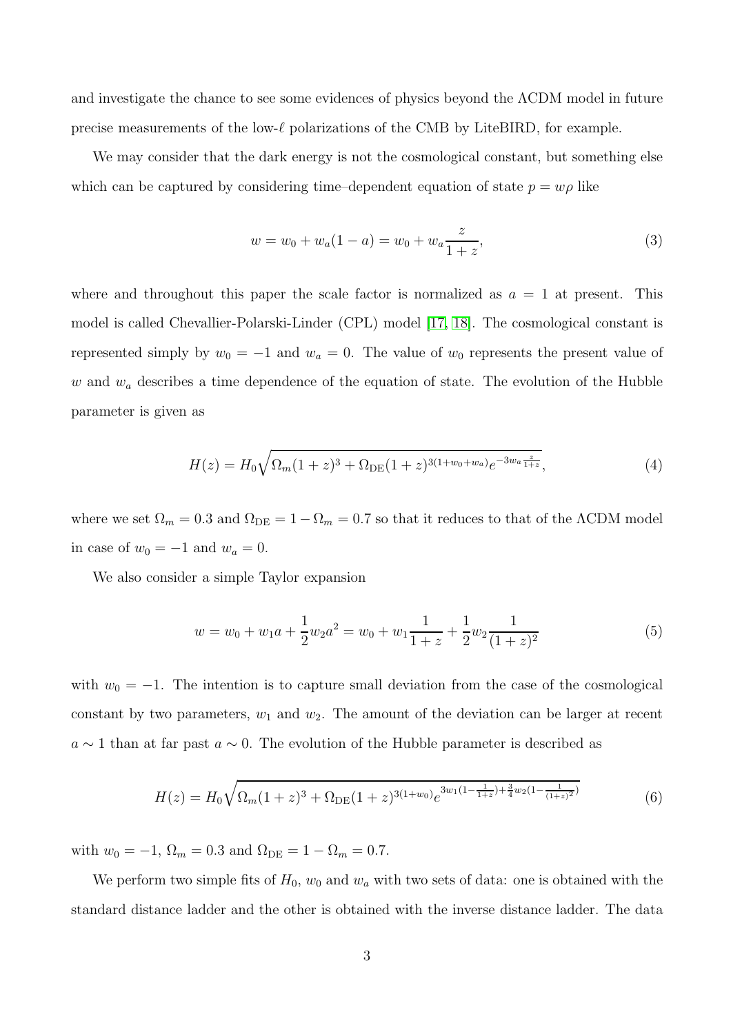and investigate the chance to see some evidences of physics beyond the ΛCDM model in future precise measurements of the low-$\ell$ polarizations of the CMB by LiteBIRD, for example.

We may consider that the dark energy is not the cosmological constant, but something else which can be captured by considering time–dependent equation of state $p = w\rho$ like

$$
w = w_0 + w_a(1-a) = w_0 + w_a \frac{z}{1+z}, \tag{3}
$$

where and throughout this paper the scale factor is normalized as $a = 1$ at present. This model is called Chevallier-Polarski-Linder (CPL) model [17, 18]. The cosmological constant is represented simply by $w_0 = -1$ and $w_a = 0$. The value of $w_0$ represents the present value of $w$ and $w_a$ describes a time dependence of the equation of state. The evolution of the Hubble parameter is given as

$$
H(z) = H_0 \sqrt{\Omega_m (1+z)^3 + \Omega_{\rm DE}(1+z)^{3(1+w_0+w_a)} e^{-3w_a \frac{z}{1+z}}}, \tag{4}
$$

where we set $\Omega_m = 0.3$ and $\Omega_{\rm DE} = 1 - \Omega_m = 0.7$ so that it reduces to that of the ΛCDM model in case of $w_0 = -1$ and $w_a = 0$.

We also consider a simple Taylor expansion

$$
w = w_0 + w_1 a + \frac{1}{2} w_2 a^2 = w_0 + w_1 \frac{1}{1+z} + \frac{1}{2} w_2 \frac{1}{(1+z)^2} \tag{5}
$$

with $w_0 = -1$. The intention is to capture small deviation from the case of the cosmological constant by two parameters, $w_1$ and $w_2$. The amount of the deviation can be larger at recent $a \sim 1$ than at far past $a \sim 0$. The evolution of the Hubble parameter is described as

$$
H(z) = H_0 \sqrt{\Omega_m (1+z)^3 + \Omega_{\rm DE}(1+z)^{3(1+w_0)} e^{3w_1 (1-\frac{1}{1+z}) + \frac{3}{4} w_2 (1 - \frac{1}{(1+z)^2})}} \tag{6}
$$

with $w_0 = -1$, $\Omega_m = 0.3$ and $\Omega_{\rm DE} = 1 - \Omega_m = 0.7$.

We perform two simple fits of $H_0$, $w_0$ and $w_a$ with two sets of data: one is obtained with the standard distance ladder and the other is obtained with the inverse distance ladder. The data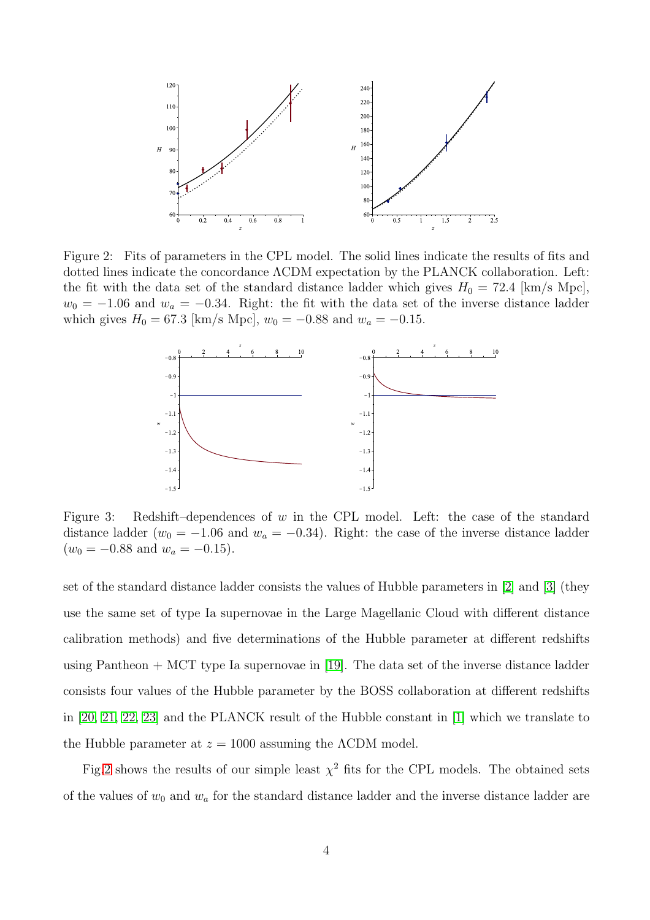Figure 2: Fits of parameters in the CPL model. The solid lines indicate the results of fits and dotted lines indicate the concordance ΛCDM expectation by the PLANCK collaboration. Left: the fit with the data set of the standard distance ladder which gives $H_0 = 72.4$ [km/s Mpc], $w_0 = -1.06$ and $w_a = -0.34$. Right: the fit with the data set of the inverse distance ladder which gives $H_0 = 67.3$ [km/s Mpc], $w_0 = -0.88$ and $w_a = -0.15$.

Figure 3: Redshift–dependences of $w$ in the CPL model. Left: the case of the standard distance ladder ($w_0 = -1.06$ and $w_a = -0.34$). Right: the case of the inverse distance ladder ($w_0 = -0.88$ and $w_a = -0.15$).

set of the standard distance ladder consists the values of Hubble parameters in [2] and [3] (they use the same set of type Ia supernovae in the Large Magellanic Cloud with different distance calibration methods) and five determinations of the Hubble parameter at different redshifts using Pantheon + MCT type Ia supernovae in [19]. The data set of the inverse distance ladder consists four values of the Hubble parameter by the BOSS collaboration at different redshifts in [20, 21, 22, 23] and the PLANCK result of the Hubble constant in [1] which we translate to the Hubble parameter at $z = 1000$ assuming the ΛCDM model.

Fig.2 shows the results of our simple least $\chi^2$ fits for the CPL models. The obtained sets of the values of $w_0$ and $w_a$ for the standard distance ladder and the inverse distance ladder are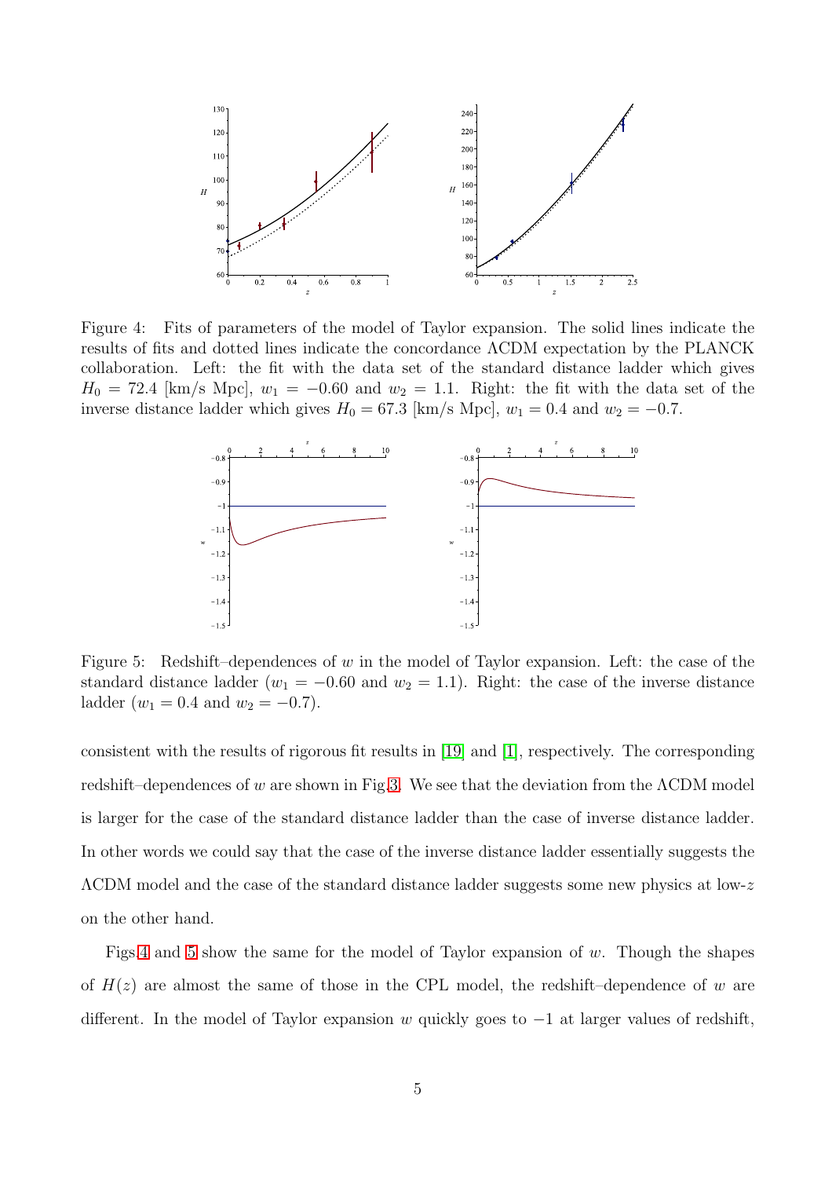Figure 4: Fits of parameters of the model of Taylor expansion. The solid lines indicate the results of fits and dotted lines indicate the concordance ΛCDM expectation by the PLANCK collaboration. Left: the fit with the data set of the standard distance ladder which gives $H_0 = 72.4$ [km/s Mpc], $w_1 = -0.60$ and $w_2 = 1.1$. Right: the fit with the data set of the inverse distance ladder which gives $H_0 = 67.3$ [km/s Mpc], $w_1 = 0.4$ and $w_2 = -0.7$.

Figure 5: Redshift–dependences of $w$ in the model of Taylor expansion. Left: the case of the standard distance ladder ($w_1 = -0.60$ and $w_2 = 1.1$). Right: the case of the inverse distance ladder ($w_1 = 0.4$ and $w_2 = -0.7$).

consistent with the results of rigorous fit results in [19] and [1], respectively. The corresponding redshift–dependences of $w$ are shown in Fig.3. We see that the deviation from the ΛCDM model is larger for the case of the standard distance ladder than the case of inverse distance ladder. In other words we could say that the case of the inverse distance ladder essentially suggests the ΛCDM model and the case of the standard distance ladder suggests some new physics at low-$z$ on the other hand.

Figs.4 and 5 show the same for the model of Taylor expansion of $w$. Though the shapes of $H(z)$ are almost the same of those in the CPL model, the redshift–dependence of $w$ are different. In the model of Taylor expansion $w$ quickly goes to $-1$ at larger values of redshift,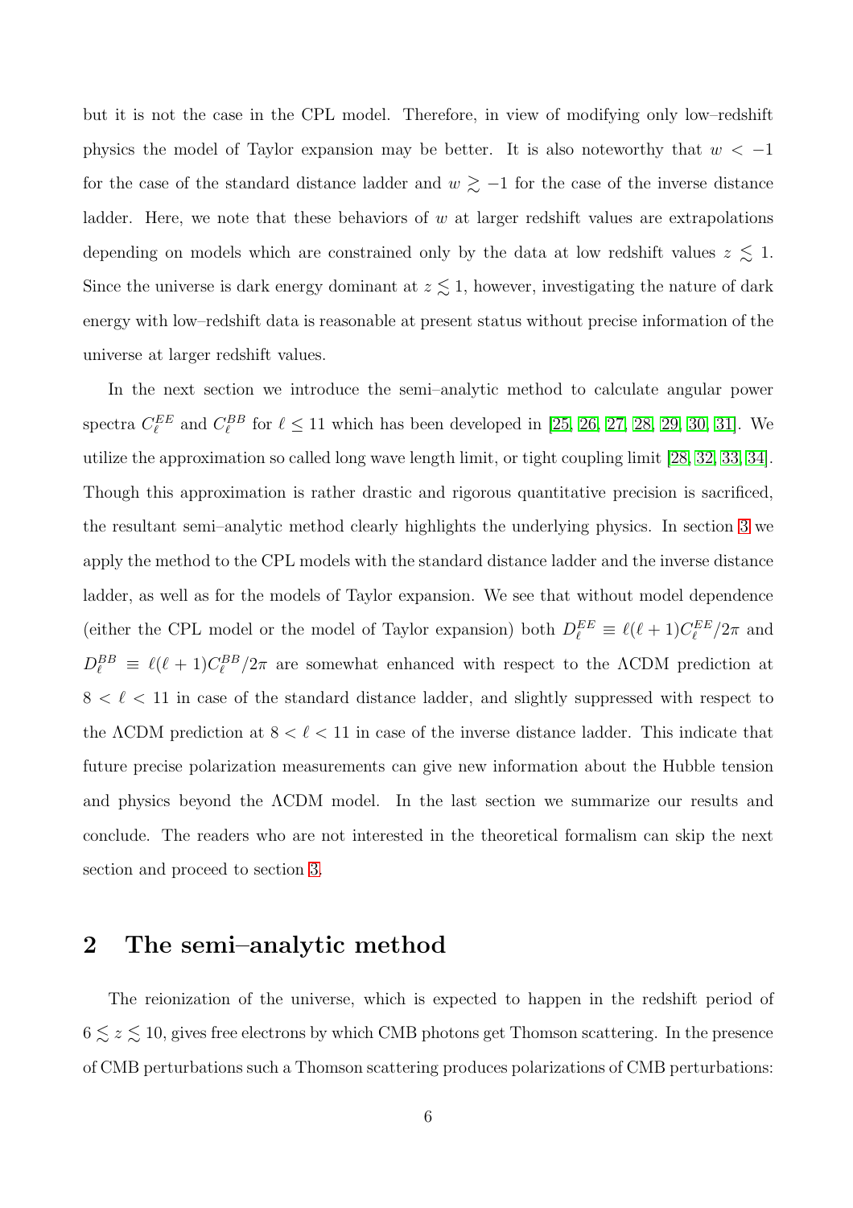but it is not the case in the CPL model. Therefore, in view of modifying only low–redshift physics the model of Taylor expansion may be better. It is also noteworthy that $w < -1$ for the case of the standard distance ladder and $w \gtrsim -1$ for the case of the inverse distance ladder. Here, we note that these behaviors of $w$ at larger redshift values are extrapolations depending on models which are constrained only by the data at low redshift values $z \lesssim 1$. Since the universe is dark energy dominant at $z \lesssim 1$, however, investigating the nature of dark energy with low–redshift data is reasonable at present status without precise information of the universe at larger redshift values.

In the next section we introduce the semi–analytic method to calculate angular power spectra $C_\ell^{EE}$ and $C_\ell^{BB}$ for $\ell \leq 11$ which has been developed in [25, 26, 27, 28, 29, 30, 31]. We utilize the approximation so called long wave length limit, or tight coupling limit [28, 32, 33, 34]. Though this approximation is rather drastic and rigorous quantitative precision is sacrificed, the resultant semi–analytic method clearly highlights the underlying physics. In section 3 we apply the method to the CPL models with the standard distance ladder and the inverse distance ladder, as well as for the models of Taylor expansion. We see that without model dependence (either the CPL model or the model of Taylor expansion) both $D_\ell^{EE} \equiv \ell(\ell+1)C_\ell^{EE}/2\pi$ and $D_\ell^{BB} \equiv \ell(\ell+1)C_\ell^{BB}/2\pi$ are somewhat enhanced with respect to the ΛCDM prediction at $8 < \ell < 11$ in case of the standard distance ladder, and slightly suppressed with respect to the ΛCDM prediction at $8 < \ell < 11$ in case of the inverse distance ladder. This indicate that future precise polarization measurements can give new information about the Hubble tension and physics beyond the ΛCDM model. In the last section we summarize our results and conclude. The readers who are not interested in the theoretical formalism can skip the next section and proceed to section 3.

## 2 The semi–analytic method

The reionization of the universe, which is expected to happen in the redshift period of $6 \lesssim z \lesssim 10$, gives free electrons by which CMB photons get Thomson scattering. In the presence of CMB perturbations such a Thomson scattering produces polarizations of CMB perturbations: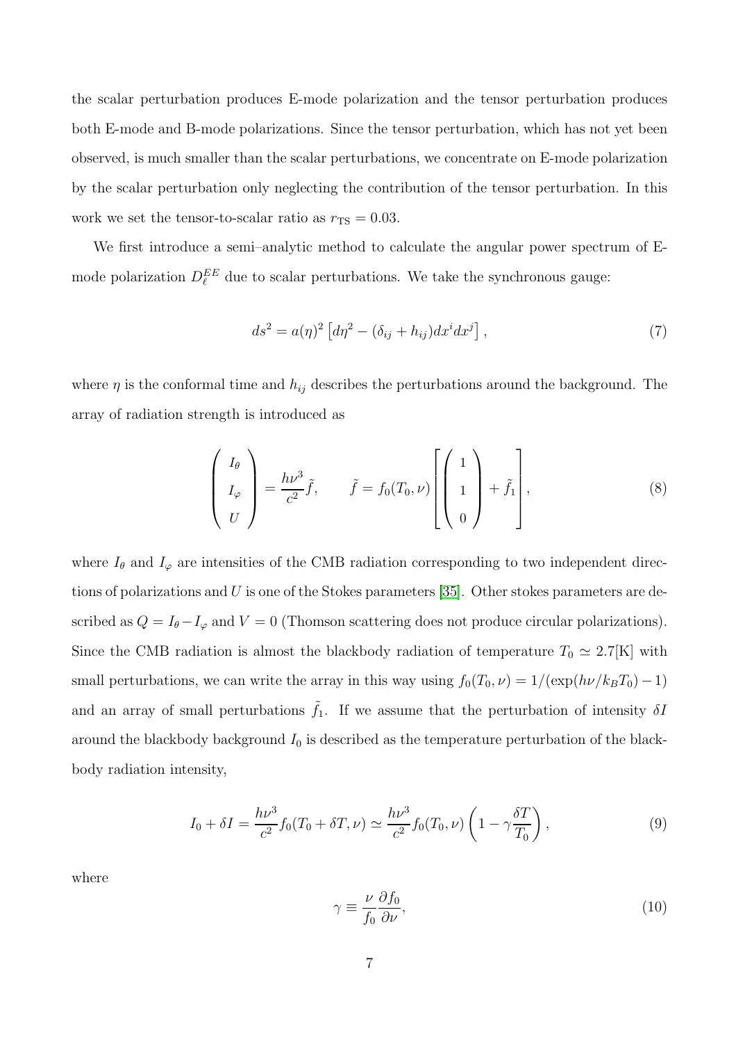the scalar perturbation produces E-mode polarization and the tensor perturbation produces both E-mode and B-mode polarizations. Since the tensor perturbation, which has not yet been observed, is much smaller than the scalar perturbations, we concentrate on E-mode polarization by the scalar perturbation only neglecting the contribution of the tensor perturbation. In this work we set the tensor-to-scalar ratio as $r_{\rm TS} = 0.03$.

We first introduce a semi–analytic method to calculate the angular power spectrum of E-mode polarization $D_\ell^{EE}$ due to scalar perturbations. We take the synchronous gauge:

$$ds^2 = a(\eta)^2 \left[ d\eta^2 - (\delta_{ij} + h_{ij}) dx^i dx^j \right], \tag{7}$$

where $\eta$ is the conformal time and $h_{ij}$ describes the perturbations around the background. The array of radiation strength is introduced as

$$\begin{pmatrix} I_\theta \\ I_\varphi \\ U \end{pmatrix} = \frac{h\nu^3}{c^2} \tilde{f}, \qquad \tilde{f} = f_0(T_0, \nu) \left[ \begin{pmatrix} 1 \\ 1 \\ 0 \end{pmatrix} + \tilde{f}_1 \right], \tag{8}$$

where $I_\theta$ and $I_\varphi$ are intensities of the CMB radiation corresponding to two independent directions of polarizations and $U$ is one of the Stokes parameters [35]. Other stokes parameters are described as $Q = I_\theta - I_\varphi$ and $V = 0$ (Thomson scattering does not produce circular polarizations). Since the CMB radiation is almost the blackbody radiation of temperature $T_0 \simeq 2.7$[K] with small perturbations, we can write the array in this way using $f_0(T_0, \nu) = 1/(\exp(h\nu/k_B T_0) - 1)$ and an array of small perturbations $\tilde{f}_1$. If we assume that the perturbation of intensity $\delta I$ around the blackbody background $I_0$ is described as the temperature perturbation of the blackbody radiation intensity,

$$I_0 + \delta I = \frac{h\nu^3}{c^2} f_0(T_0 + \delta T, \nu) \simeq \frac{h\nu^3}{c^2} f_0(T_0, \nu) \left( 1 - \gamma \frac{\delta T}{T_0} \right), \tag{9}$$

where

$$\gamma \equiv \frac{\nu}{f_0} \frac{\partial f_0}{\partial \nu}, \tag{10}$$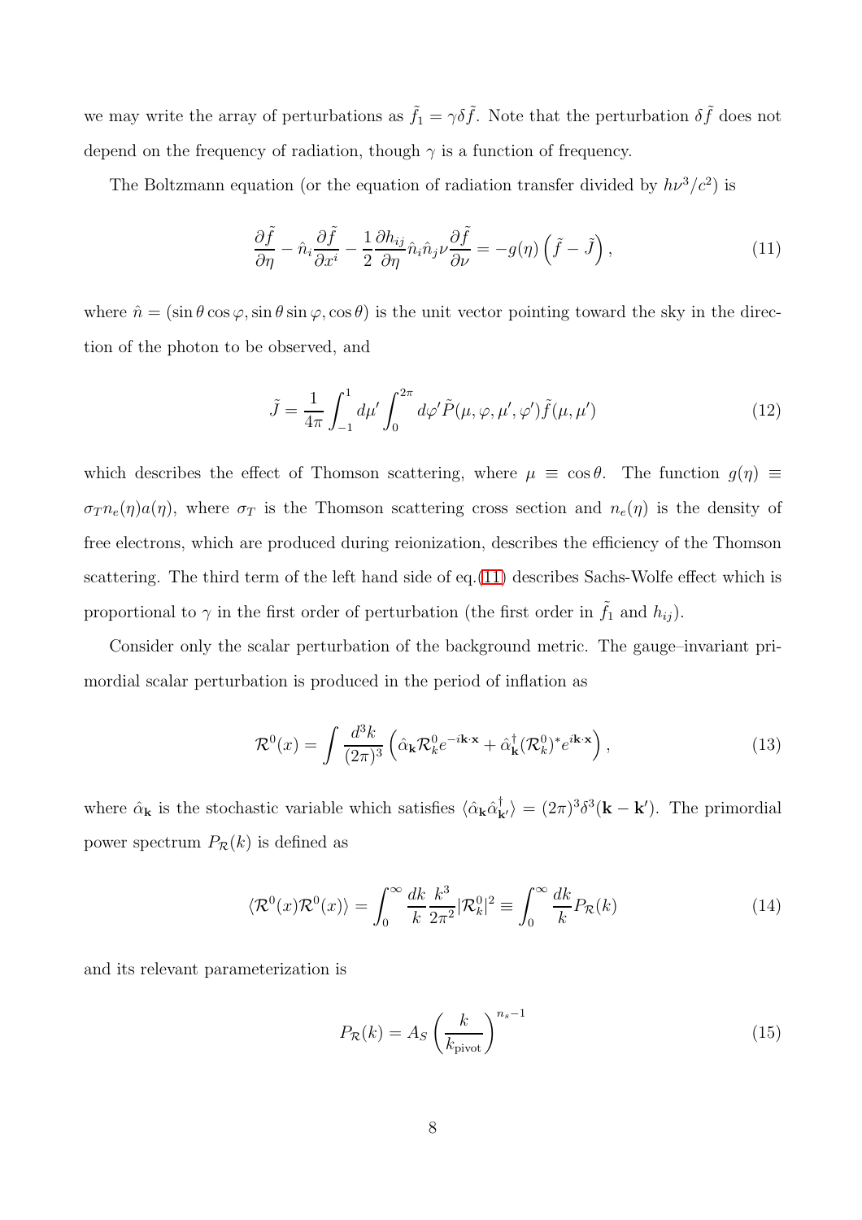we may write the array of perturbations as $\tilde{f}_1 = \gamma\delta\tilde{f}$. Note that the perturbation $\delta\tilde{f}$ does not depend on the frequency of radiation, though $\gamma$ is a function of frequency.

The Boltzmann equation (or the equation of radiation transfer divided by $h\nu^3/c^2$) is

$$\frac{\partial \tilde{f}}{\partial \eta} - \hat{n}_i \frac{\partial \tilde{f}}{\partial x^i} - \frac{1}{2}\frac{\partial h_{ij}}{\partial \eta}\hat{n}_i\hat{n}_j \nu \frac{\partial \tilde{f}}{\partial \nu} = -g(\eta)\left(\tilde{f} - \tilde{J}\right), \tag{11}$$

where $\hat{n} = (\sin\theta\cos\varphi, \sin\theta\sin\varphi, \cos\theta)$ is the unit vector pointing toward the sky in the direction of the photon to be observed, and

$$\tilde{J} = \frac{1}{4\pi}\int_{-1}^{1} d\mu' \int_0^{2\pi} d\varphi' \tilde{P}(\mu, \varphi, \mu', \varphi')\tilde{f}(\mu, \mu') \tag{12}$$

which describes the effect of Thomson scattering, where $\mu \equiv \cos\theta$. The function $g(\eta) \equiv \sigma_T n_e(\eta) a(\eta)$, where $\sigma_T$ is the Thomson scattering cross section and $n_e(\eta)$ is the density of free electrons, which are produced during reionization, describes the efficiency of the Thomson scattering. The third term of the left hand side of eq.(11) describes Sachs-Wolfe effect which is proportional to $\gamma$ in the first order of perturbation (the first order in $\tilde{f}_1$ and $h_{ij}$).

Consider only the scalar perturbation of the background metric. The gauge–invariant primordial scalar perturbation is produced in the period of inflation as

$$\mathcal{R}^0(x) = \int \frac{d^3k}{(2\pi)^3}\left(\hat{\alpha}_{\mathbf{k}}\mathcal{R}^0_k e^{-i\mathbf{k}\cdot\mathbf{x}} + \hat{\alpha}^\dagger_{\mathbf{k}}(\mathcal{R}^0_k)^* e^{i\mathbf{k}\cdot\mathbf{x}}\right), \tag{13}$$

where $\hat{\alpha}_{\mathbf{k}}$ is the stochastic variable which satisfies $\langle \hat{\alpha}_{\mathbf{k}}\hat{\alpha}^\dagger_{\mathbf{k}'}\rangle = (2\pi)^3\delta^3(\mathbf{k} - \mathbf{k}')$. The primordial power spectrum $P_{\mathcal{R}}(k)$ is defined as

$$\langle \mathcal{R}^0(x)\mathcal{R}^0(x)\rangle = \int_0^\infty \frac{dk}{k}\frac{k^3}{2\pi^2}|\mathcal{R}^0_k|^2 \equiv \int_0^\infty \frac{dk}{k}P_{\mathcal{R}}(k) \tag{14}$$

and its relevant parameterization is

$$P_{\mathcal{R}}(k) = A_S\left(\frac{k}{k_{\text{pivot}}}\right)^{n_s - 1} \tag{15}$$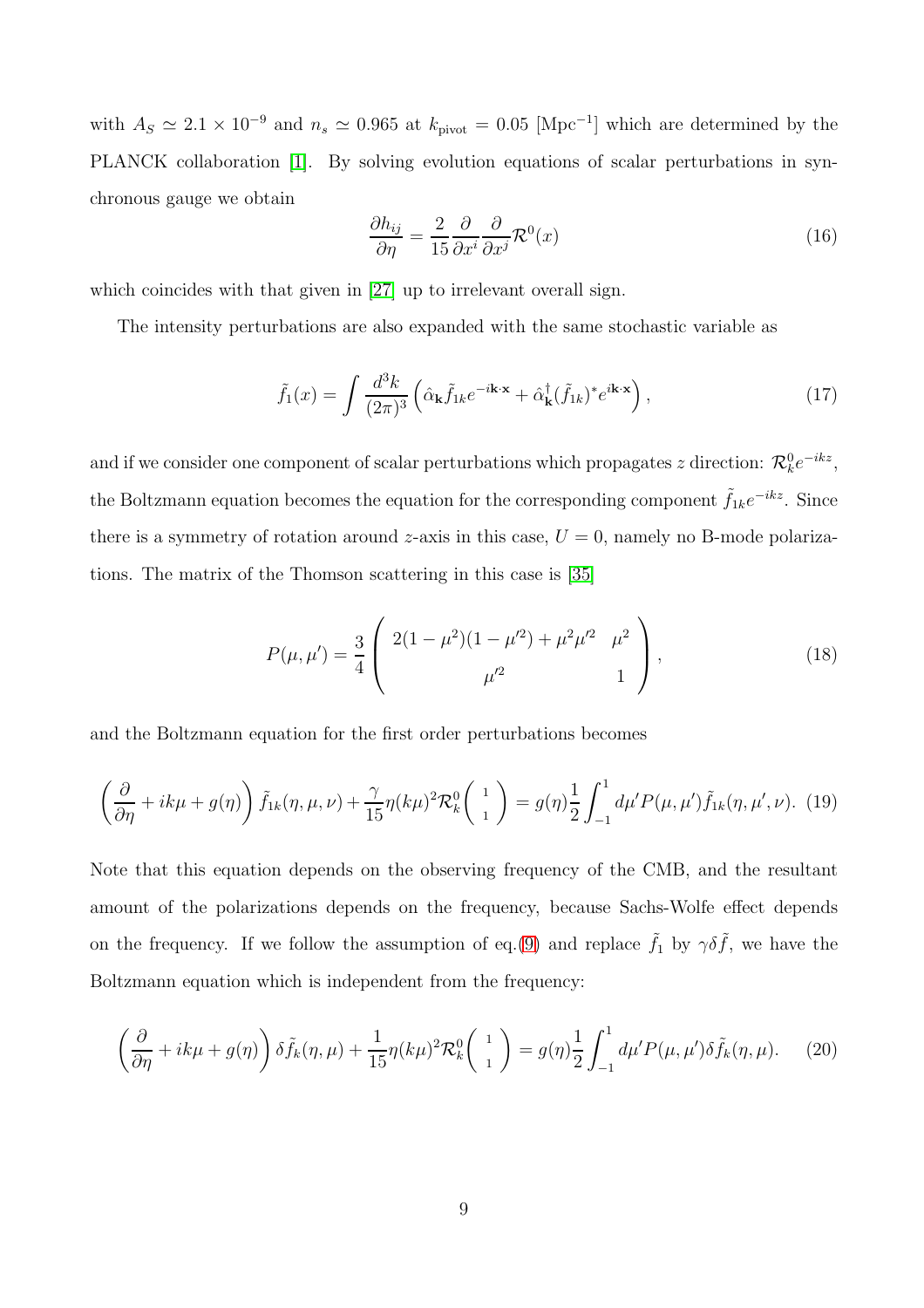with $A_S \simeq 2.1 \times 10^{-9}$ and $n_s \simeq 0.965$ at $k_{\rm pivot} = 0.05$ [Mpc$^{-1}$] which are determined by the PLANCK collaboration [1]. By solving evolution equations of scalar perturbations in synchronous gauge we obtain

$$\frac{\partial h_{ij}}{\partial \eta} = \frac{2}{15}\frac{\partial}{\partial x^i}\frac{\partial}{\partial x^j}\mathcal{R}^0(x) \tag{16}$$

which coincides with that given in [27] up to irrelevant overall sign.

The intensity perturbations are also expanded with the same stochastic variable as

$$\tilde{f}_1(x) = \int \frac{d^3k}{(2\pi)^3}\left(\hat{\alpha}_{\mathbf{k}}\tilde{f}_{1k}e^{-i\mathbf{k}\cdot\mathbf{x}} + \hat{\alpha}^\dagger_{\mathbf{k}}(\tilde{f}_{1k})^* e^{i\mathbf{k}\cdot\mathbf{x}}\right), \tag{17}$$

and if we consider one component of scalar perturbations which propagates $z$ direction: $\mathcal{R}^0_k e^{-ikz}$, the Boltzmann equation becomes the equation for the corresponding component $\tilde{f}_{1k}e^{-ikz}$. Since there is a symmetry of rotation around $z$-axis in this case, $U = 0$, namely no B-mode polarizations. The matrix of the Thomson scattering in this case is [35]

$$P(\mu, \mu') = \frac{3}{4}\begin{pmatrix} 2(1-\mu^2)(1-\mu'^2) + \mu^2\mu'^2 & \mu^2 \\ \mu'^2 & 1 \end{pmatrix}, \tag{18}$$

and the Boltzmann equation for the first order perturbations becomes

$$\left(\frac{\partial}{\partial \eta} + ik\mu + g(\eta)\right)\tilde{f}_{1k}(\eta, \mu, \nu) + \frac{\gamma}{15}\eta(k\mu)^2\mathcal{R}^0_k\begin{pmatrix} 1 \\ 1 \end{pmatrix} = g(\eta)\frac{1}{2}\int_{-1}^{1} d\mu' P(\mu, \mu')\tilde{f}_{1k}(\eta, \mu', \nu). \tag{19}$$

Note that this equation depends on the observing frequency of the CMB, and the resultant amount of the polarizations depends on the frequency, because Sachs-Wolfe effect depends on the frequency. If we follow the assumption of eq.(9) and replace $\tilde{f}_1$ by $\gamma\delta\tilde{f}$, we have the Boltzmann equation which is independent from the frequency:

$$\left(\frac{\partial}{\partial \eta} + ik\mu + g(\eta)\right)\delta\tilde{f}_k(\eta, \mu) + \frac{1}{15}\eta(k\mu)^2\mathcal{R}^0_k\begin{pmatrix} 1 \\ 1 \end{pmatrix} = g(\eta)\frac{1}{2}\int_{-1}^{1} d\mu' P(\mu, \mu')\delta\tilde{f}_k(\eta, \mu). \tag{20}$$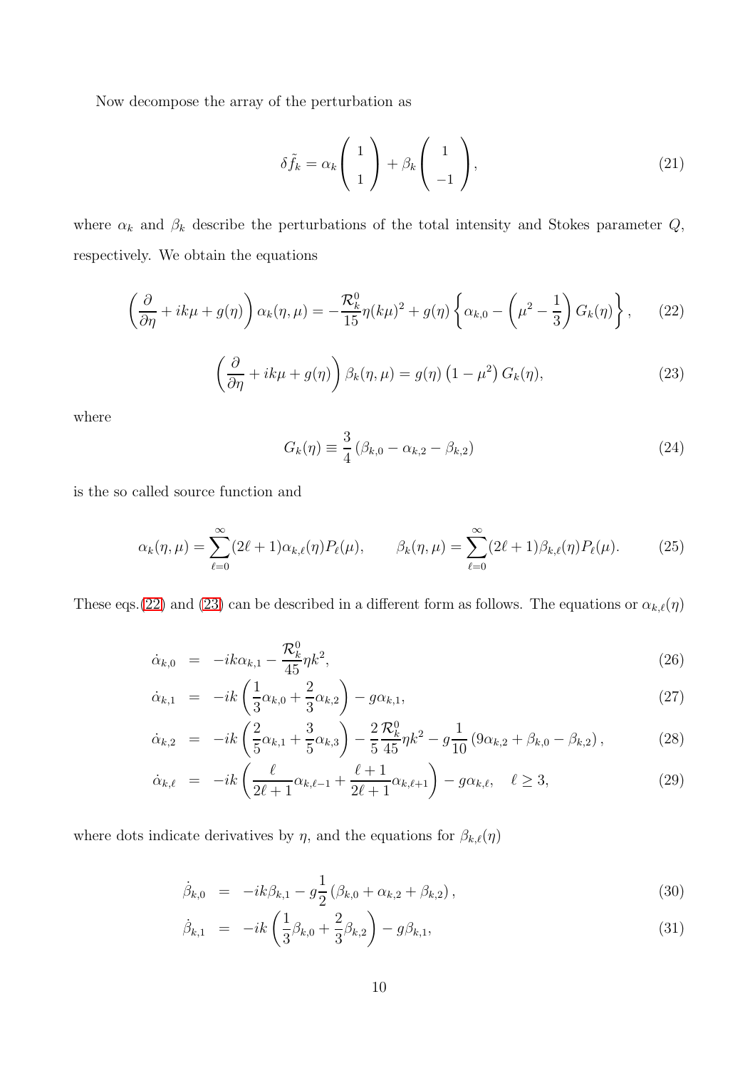Now decompose the array of the perturbation as

$$\delta \tilde{f}_k = \alpha_k \begin{pmatrix} 1 \\ 1 \end{pmatrix} + \beta_k \begin{pmatrix} 1 \\ -1 \end{pmatrix}, \tag{21}$$

where $\alpha_k$ and $\beta_k$ describe the perturbations of the total intensity and Stokes parameter $Q$, respectively. We obtain the equations

$$\left(\frac{\partial}{\partial \eta} + ik\mu + g(\eta)\right)\alpha_k(\eta,\mu) = -\frac{\mathcal{R}_k^0}{15}\eta(k\mu)^2 + g(\eta)\left\{\alpha_{k,0} - \left(\mu^2 - \frac{1}{3}\right)G_k(\eta)\right\}, \tag{22}$$

$$\left(\frac{\partial}{\partial \eta} + ik\mu + g(\eta)\right)\beta_k(\eta,\mu) = g(\eta)\left(1-\mu^2\right)G_k(\eta), \tag{23}$$

where

$$G_k(\eta) \equiv \frac{3}{4}\left(\beta_{k,0} - \alpha_{k,2} - \beta_{k,2}\right) \tag{24}$$

is the so called source function and

$$\alpha_k(\eta,\mu) = \sum_{\ell=0}^{\infty}(2\ell+1)\alpha_{k,\ell}(\eta)P_\ell(\mu), \qquad \beta_k(\eta,\mu) = \sum_{\ell=0}^{\infty}(2\ell+1)\beta_{k,\ell}(\eta)P_\ell(\mu). \tag{25}$$

These eqs.(22) and (23) can be described in a different form as follows. The equations or $\alpha_{k,\ell}(\eta)$

$$\dot{\alpha}_{k,0} = -ik\alpha_{k,1} - \frac{\mathcal{R}_k^0}{45}\eta k^2, \tag{26}$$

$$\dot{\alpha}_{k,1} = -ik\left(\frac{1}{3}\alpha_{k,0} + \frac{2}{3}\alpha_{k,2}\right) - g\alpha_{k,1}, \tag{27}$$

$$\dot{\alpha}_{k,2} = -ik\left(\frac{2}{5}\alpha_{k,1} + \frac{3}{5}\alpha_{k,3}\right) - \frac{2}{5}\frac{\mathcal{R}_k^0}{45}\eta k^2 - g\frac{1}{10}\left(9\alpha_{k,2} + \beta_{k,0} - \beta_{k,2}\right), \tag{28}$$

$$\dot{\alpha}_{k,\ell} = -ik\left(\frac{\ell}{2\ell+1}\alpha_{k,\ell-1} + \frac{\ell+1}{2\ell+1}\alpha_{k,\ell+1}\right) - g\alpha_{k,\ell}, \quad \ell \geq 3, \tag{29}$$

where dots indicate derivatives by $\eta$, and the equations for $\beta_{k,\ell}(\eta)$

$$\dot{\beta}_{k,0} = -ik\beta_{k,1} - g\frac{1}{2}\left(\beta_{k,0} + \alpha_{k,2} + \beta_{k,2}\right), \tag{30}$$

$$\dot{\beta}_{k,1} = -ik\left(\frac{1}{3}\beta_{k,0} + \frac{2}{3}\beta_{k,2}\right) - g\beta_{k,1}, \tag{31}$$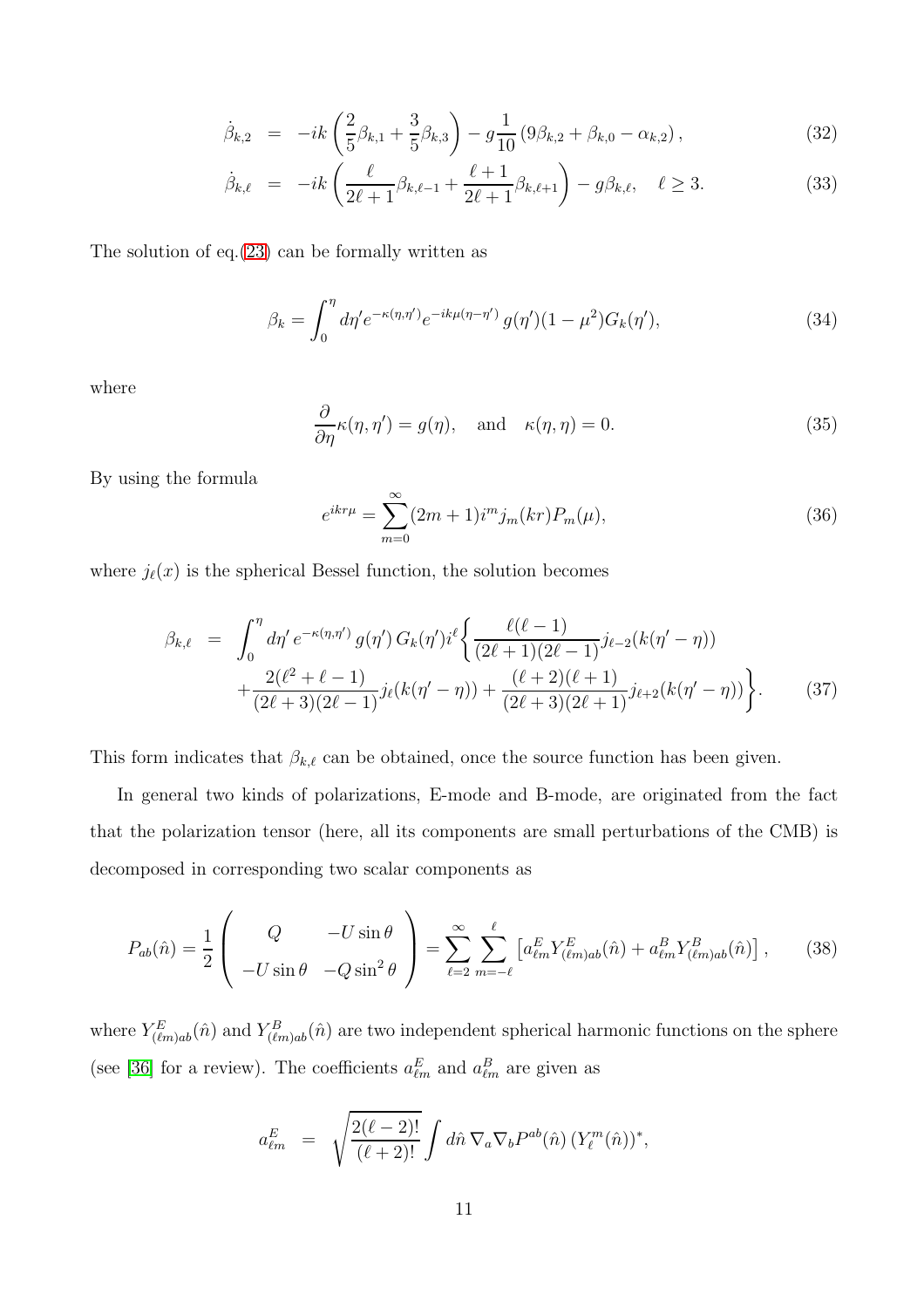$$
\dot{\beta}_{k,2} = -ik\left(\frac{2}{5}\beta_{k,1} + \frac{3}{5}\beta_{k,3}\right) - g\frac{1}{10}\left(9\beta_{k,2} + \beta_{k,0} - \alpha_{k,2}\right), \tag{32}
$$

$$
\dot{\beta}_{k,\ell} = -ik\left(\frac{\ell}{2\ell+1}\beta_{k,\ell-1} + \frac{\ell+1}{2\ell+1}\beta_{k,\ell+1}\right) - g\beta_{k,\ell}, \quad \ell \geq 3. \tag{33}
$$

The solution of eq.(23) can be formally written as

$$
\beta_k = \int_0^\eta d\eta' e^{-\kappa(\eta,\eta')} e^{-ik\mu(\eta-\eta')}\, g(\eta')(1-\mu^2)G_k(\eta'), \tag{34}
$$

where

$$
\frac{\partial}{\partial\eta}\kappa(\eta,\eta') = g(\eta), \quad \text{and} \quad \kappa(\eta,\eta) = 0. \tag{35}
$$

By using the formula

$$
e^{ikr\mu} = \sum_{m=0}^{\infty}(2m+1)i^m j_m(kr)P_m(\mu), \tag{36}
$$

where $j_\ell(x)$ is the spherical Bessel function, the solution becomes

$$
\begin{aligned}
\beta_{k,\ell} = & \int_0^\eta d\eta'\, e^{-\kappa(\eta,\eta')}\, g(\eta')\, G_k(\eta') i^\ell \Bigg\{ \frac{\ell(\ell-1)}{(2\ell+1)(2\ell-1)} j_{\ell-2}(k(\eta'-\eta)) \\
& + \frac{2(\ell^2+\ell-1)}{(2\ell+3)(2\ell-1)} j_\ell(k(\eta'-\eta)) + \frac{(\ell+2)(\ell+1)}{(2\ell+3)(2\ell+1)} j_{\ell+2}(k(\eta'-\eta)) \Bigg\}.
\end{aligned} \tag{37}
$$

This form indicates that $\beta_{k,\ell}$ can be obtained, once the source function has been given.

In general two kinds of polarizations, E-mode and B-mode, are originated from the fact that the polarization tensor (here, all its components are small perturbations of the CMB) is decomposed in corresponding two scalar components as

$$
P_{ab}(\hat{n}) = \frac{1}{2}\begin{pmatrix} Q & -U\sin\theta \\ -U\sin\theta & -Q\sin^2\theta \end{pmatrix} = \sum_{\ell=2}^{\infty}\sum_{m=-\ell}^{\ell}\left[a^E_{\ell m}Y^E_{(\ell m)ab}(\hat{n}) + a^B_{\ell m}Y^B_{(\ell m)ab}(\hat{n})\right], \tag{38}
$$

where $Y^E_{(\ell m)ab}(\hat{n})$ and $Y^B_{(\ell m)ab}(\hat{n})$ are two independent spherical harmonic functions on the sphere (see [36] for a review). The coefficients $a^E_{\ell m}$ and $a^B_{\ell m}$ are given as

$$
a^E_{\ell m} = \sqrt{\frac{2(\ell-2)!}{(\ell+2)!}} \int d\hat{n}\, \nabla_a\nabla_b P^{ab}(\hat{n})\, (Y^m_\ell(\hat{n}))^*,
$$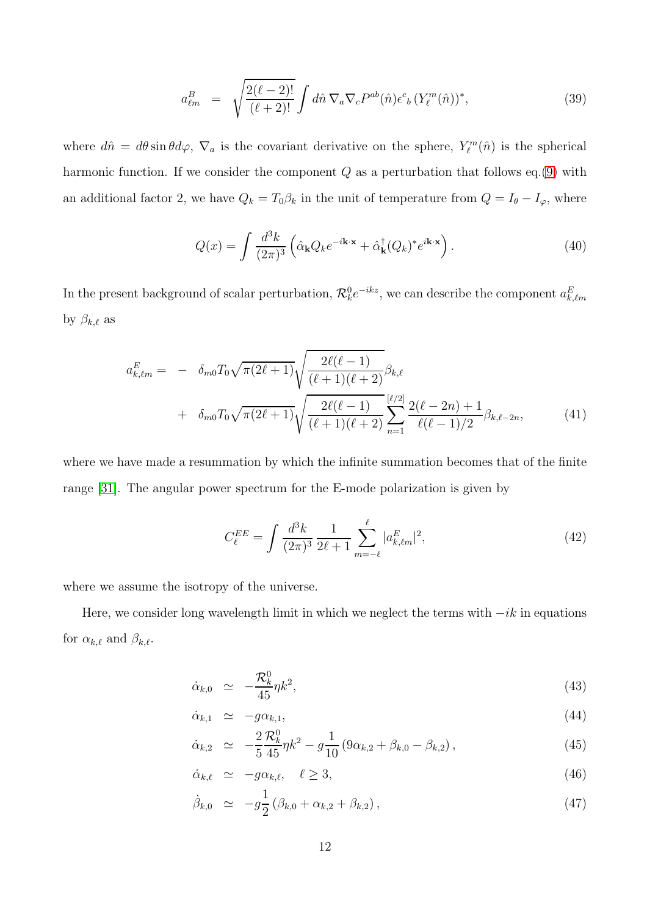$$a_{\ell m}^{B} \;\; = \;\; \sqrt{\frac{2(\ell-2)!}{(\ell+2)!}} \int d\hat{n}\, \nabla_a \nabla_c P^{ab}(\hat{n}) \epsilon^c{}_b \, (Y_\ell^m(\hat{n}))^*, \tag{39}$$

where $d\hat{n} = d\theta \sin\theta d\varphi$, $\nabla_a$ is the covariant derivative on the sphere, $Y_\ell^m(\hat{n})$ is the spherical harmonic function. If we consider the component $Q$ as a perturbation that follows eq.(9) with an additional factor 2, we have $Q_k = T_0 \beta_k$ in the unit of temperature from $Q = I_\theta - I_\varphi$, where

$$Q(x) = \int \frac{d^3k}{(2\pi)^3} \left( \hat{\alpha}_{\mathbf{k}} Q_k e^{-i\mathbf{k}\cdot\mathbf{x}} + \hat{\alpha}_{\mathbf{k}}^\dagger (Q_k)^* e^{i\mathbf{k}\cdot\mathbf{x}} \right). \tag{40}$$

In the present background of scalar perturbation, $\mathcal{R}_k^0 e^{-ikz}$, we can describe the component $a_{k,\ell m}^E$ by $\beta_{k,\ell}$ as

$$\begin{aligned} a_{k,\ell m}^{E} = \;\; & - \;\; \delta_{m0} T_0 \sqrt{\pi(2\ell+1)} \sqrt{\frac{2\ell(\ell-1)}{(\ell+1)(\ell+2)}} \beta_{k,\ell} \\ & + \;\; \delta_{m0} T_0 \sqrt{\pi(2\ell+1)} \sqrt{\frac{2\ell(\ell-1)}{(\ell+1)(\ell+2)}} \sum_{n=1}^{[\ell/2]} \frac{2(\ell-2n)+1}{\ell(\ell-1)/2} \beta_{k,\ell-2n}, \end{aligned} \tag{41}$$

where we have made a resummation by which the infinite summation becomes that of the finite range [31]. The angular power spectrum for the E-mode polarization is given by

$$C_\ell^{EE} = \int \frac{d^3k}{(2\pi)^3} \frac{1}{2\ell+1} \sum_{m=-\ell}^{\ell} |a_{k,\ell m}^E|^2, \tag{42}$$

where we assume the isotropy of the universe.

Here, we consider long wavelength limit in which we neglect the terms with $-ik$ in equations for $\alpha_{k,\ell}$ and $\beta_{k,\ell}$.

$$\dot{\alpha}_{k,0} \;\; \simeq \;\; -\frac{\mathcal{R}_k^0}{45} \eta k^2, \tag{43}$$

$$\dot{\alpha}_{k,1} \;\; \simeq \;\; -g \alpha_{k,1}, \tag{44}$$

$$\dot{\alpha}_{k,2} \;\; \simeq \;\; -\frac{2}{5} \frac{\mathcal{R}_k^0}{45} \eta k^2 - g \frac{1}{10} \left( 9\alpha_{k,2} + \beta_{k,0} - \beta_{k,2} \right), \tag{45}$$

$$\dot{\alpha}_{k,\ell} \;\; \simeq \;\; -g \alpha_{k,\ell}, \quad \ell \geq 3, \tag{46}$$

$$\dot{\beta}_{k,0} \;\; \simeq \;\; -g \frac{1}{2} \left( \beta_{k,0} + \alpha_{k,2} + \beta_{k,2} \right), \tag{47}$$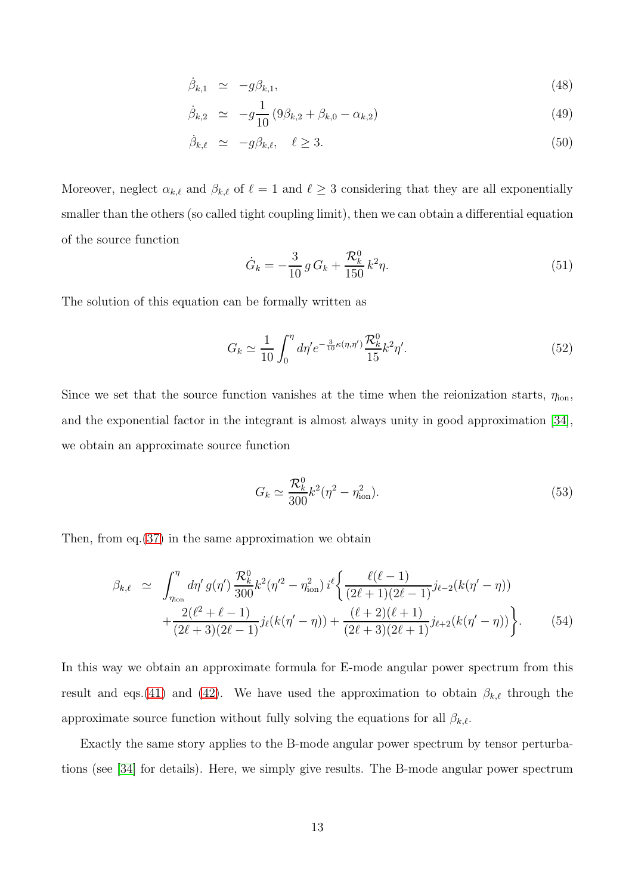$$\dot{\beta}_{k,1} \simeq -g\beta_{k,1}, \tag{48}$$

$$\dot{\beta}_{k,2} \simeq -g\frac{1}{10}\left(9\beta_{k,2} + \beta_{k,0} - \alpha_{k,2}\right) \tag{49}$$

$$\dot{\beta}_{k,\ell} \simeq -g\beta_{k,\ell}, \quad \ell \geq 3. \tag{50}$$

Moreover, neglect $\alpha_{k,\ell}$ and $\beta_{k,\ell}$ of $\ell = 1$ and $\ell \geq 3$ considering that they are all exponentially smaller than the others (so called tight coupling limit), then we can obtain a differential equation of the source function

$$\dot{G}_k = -\frac{3}{10}\, g\, G_k + \frac{\mathcal{R}_k^0}{150}\, k^2 \eta. \tag{51}$$

The solution of this equation can be formally written as

$$G_k \simeq \frac{1}{10}\int_0^{\eta} d\eta' e^{-\frac{3}{10}\kappa(\eta,\eta')}\frac{\mathcal{R}_k^0}{15}k^2\eta'. \tag{52}$$

Since we set that the source function vanishes at the time when the reionization starts, $\eta_{\rm ion}$, and the exponential factor in the integrant is almost always unity in good approximation [34], we obtain an approximate source function

$$G_k \simeq \frac{\mathcal{R}_k^0}{300}k^2(\eta^2 - \eta_{\rm ion}^2). \tag{53}$$

Then, from eq.(37) in the same approximation we obtain

$$\begin{aligned}\beta_{k,\ell} \simeq\ & \int_{\eta_{\rm ion}}^{\eta} d\eta'\, g(\eta')\,\frac{\mathcal{R}_k^0}{300}k^2(\eta'^2 - \eta_{\rm ion}^2)\, i^\ell \bigg\{ \frac{\ell(\ell-1)}{(2\ell+1)(2\ell-1)} j_{\ell-2}(k(\eta'-\eta)) \\ & + \frac{2(\ell^2+\ell-1)}{(2\ell+3)(2\ell-1)} j_\ell(k(\eta'-\eta)) + \frac{(\ell+2)(\ell+1)}{(2\ell+3)(2\ell+1)} j_{\ell+2}(k(\eta'-\eta)) \bigg\}. \end{aligned} \tag{54}$$

In this way we obtain an approximate formula for E-mode angular power spectrum from this result and eqs.(41) and (42). We have used the approximation to obtain $\beta_{k,\ell}$ through the approximate source function without fully solving the equations for all $\beta_{k,\ell}$.

Exactly the same story applies to the B-mode angular power spectrum by tensor perturbations (see [34] for details). Here, we simply give results. The B-mode angular power spectrum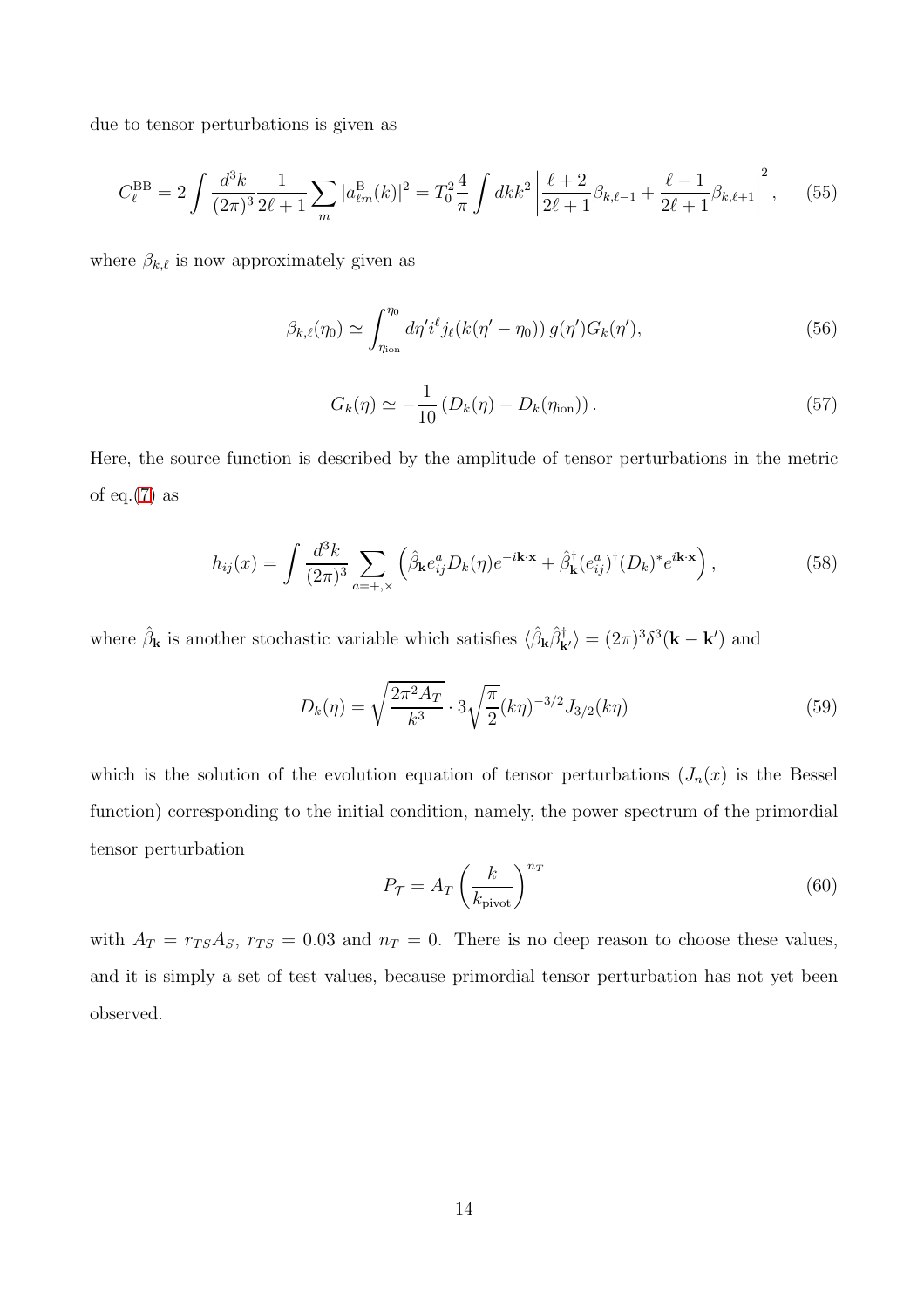due to tensor perturbations is given as

$$C_\ell^{\rm BB} = 2\int \frac{d^3k}{(2\pi)^3}\frac{1}{2\ell+1}\sum_m |a_{\ell m}^{\rm B}(k)|^2 = T_0^2\frac{4}{\pi}\int dk k^2 \left|\frac{\ell+2}{2\ell+1}\beta_{k,\ell-1} + \frac{\ell-1}{2\ell+1}\beta_{k,\ell+1}\right|^2, \tag{55}$$

where $\beta_{k,\ell}$ is now approximately given as

$$\beta_{k,\ell}(\eta_0) \simeq \int_{\eta_{\rm ion}}^{\eta_0} d\eta' i^\ell j_\ell(k(\eta'-\eta_0))\, g(\eta') G_k(\eta'), \tag{56}$$

$$G_k(\eta) \simeq -\frac{1}{10}\left(D_k(\eta) - D_k(\eta_{\rm ion})\right). \tag{57}$$

Here, the source function is described by the amplitude of tensor perturbations in the metric of eq.(7) as

$$h_{ij}(x) = \int \frac{d^3k}{(2\pi)^3}\sum_{a=+,\times}\left(\hat{\beta}_{\mathbf{k}} e_{ij}^a D_k(\eta) e^{-i\mathbf{k}\cdot\mathbf{x}} + \hat{\beta}_{\mathbf{k}}^\dagger (e_{ij}^a)^\dagger (D_k)^* e^{i\mathbf{k}\cdot\mathbf{x}}\right), \tag{58}$$

where $\hat{\beta}_{\mathbf{k}}$ is another stochastic variable which satisfies $\langle \hat{\beta}_{\mathbf{k}}\hat{\beta}_{\mathbf{k}'}^\dagger\rangle = (2\pi)^3\delta^3(\mathbf{k}-\mathbf{k}')$ and

$$D_k(\eta) = \sqrt{\frac{2\pi^2 A_T}{k^3}} \cdot 3\sqrt{\frac{\pi}{2}}(k\eta)^{-3/2} J_{3/2}(k\eta) \tag{59}$$

which is the solution of the evolution equation of tensor perturbations ($J_n(x)$ is the Bessel function) corresponding to the initial condition, namely, the power spectrum of the primordial tensor perturbation

$$P_{\mathcal{T}} = A_T\left(\frac{k}{k_{\rm pivot}}\right)^{n_T} \tag{60}$$

with $A_T = r_{TS}A_S$, $r_{TS} = 0.03$ and $n_T = 0$. There is no deep reason to choose these values, and it is simply a set of test values, because primordial tensor perturbation has not yet been observed.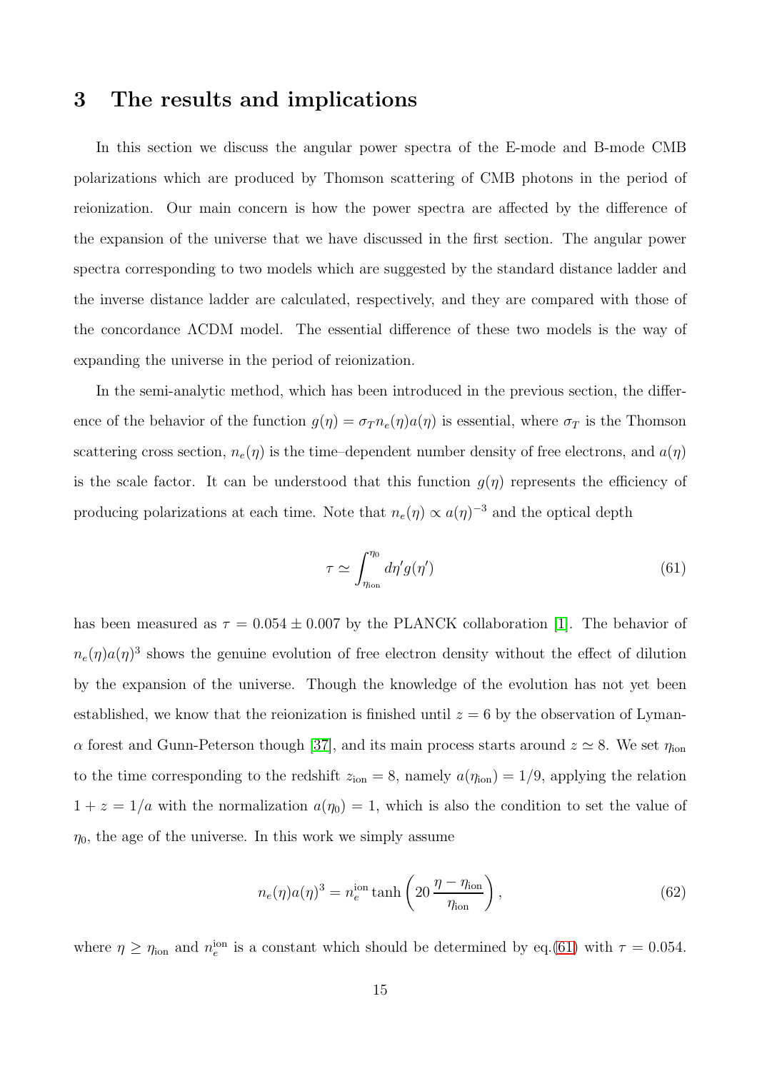# 3 The results and implications

In this section we discuss the angular power spectra of the E-mode and B-mode CMB polarizations which are produced by Thomson scattering of CMB photons in the period of reionization. Our main concern is how the power spectra are affected by the difference of the expansion of the universe that we have discussed in the first section. The angular power spectra corresponding to two models which are suggested by the standard distance ladder and the inverse distance ladder are calculated, respectively, and they are compared with those of the concordance ΛCDM model. The essential difference of these two models is the way of expanding the universe in the period of reionization.

In the semi-analytic method, which has been introduced in the previous section, the difference of the behavior of the function $g(\eta) = \sigma_T n_e(\eta) a(\eta)$ is essential, where $\sigma_T$ is the Thomson scattering cross section, $n_e(\eta)$ is the time–dependent number density of free electrons, and $a(\eta)$ is the scale factor. It can be understood that this function $g(\eta)$ represents the efficiency of producing polarizations at each time. Note that $n_e(\eta) \propto a(\eta)^{-3}$ and the optical depth

$$
\tau \simeq \int_{\eta_{\rm ion}}^{\eta_0} d\eta' g(\eta') \tag{61}
$$

has been measured as $\tau = 0.054 \pm 0.007$ by the PLANCK collaboration [1]. The behavior of $n_e(\eta) a(\eta)^3$ shows the genuine evolution of free electron density without the effect of dilution by the expansion of the universe. Though the knowledge of the evolution has not yet been established, we know that the reionization is finished until $z = 6$ by the observation of Lyman-$\alpha$ forest and Gunn-Peterson though [37], and its main process starts around $z \simeq 8$. We set $\eta_{\rm ion}$ to the time corresponding to the redshift $z_{\rm ion} = 8$, namely $a(\eta_{\rm ion}) = 1/9$, applying the relation $1 + z = 1/a$ with the normalization $a(\eta_0) = 1$, which is also the condition to set the value of $\eta_0$, the age of the universe. In this work we simply assume

$$
n_e(\eta) a(\eta)^3 = n_e^{\rm ion} \tanh\left(20\,\frac{\eta - \eta_{\rm ion}}{\eta_{\rm ion}}\right), \tag{62}
$$

where $\eta \geq \eta_{\rm ion}$ and $n_e^{\rm ion}$ is a constant which should be determined by eq.(61) with $\tau = 0.054$.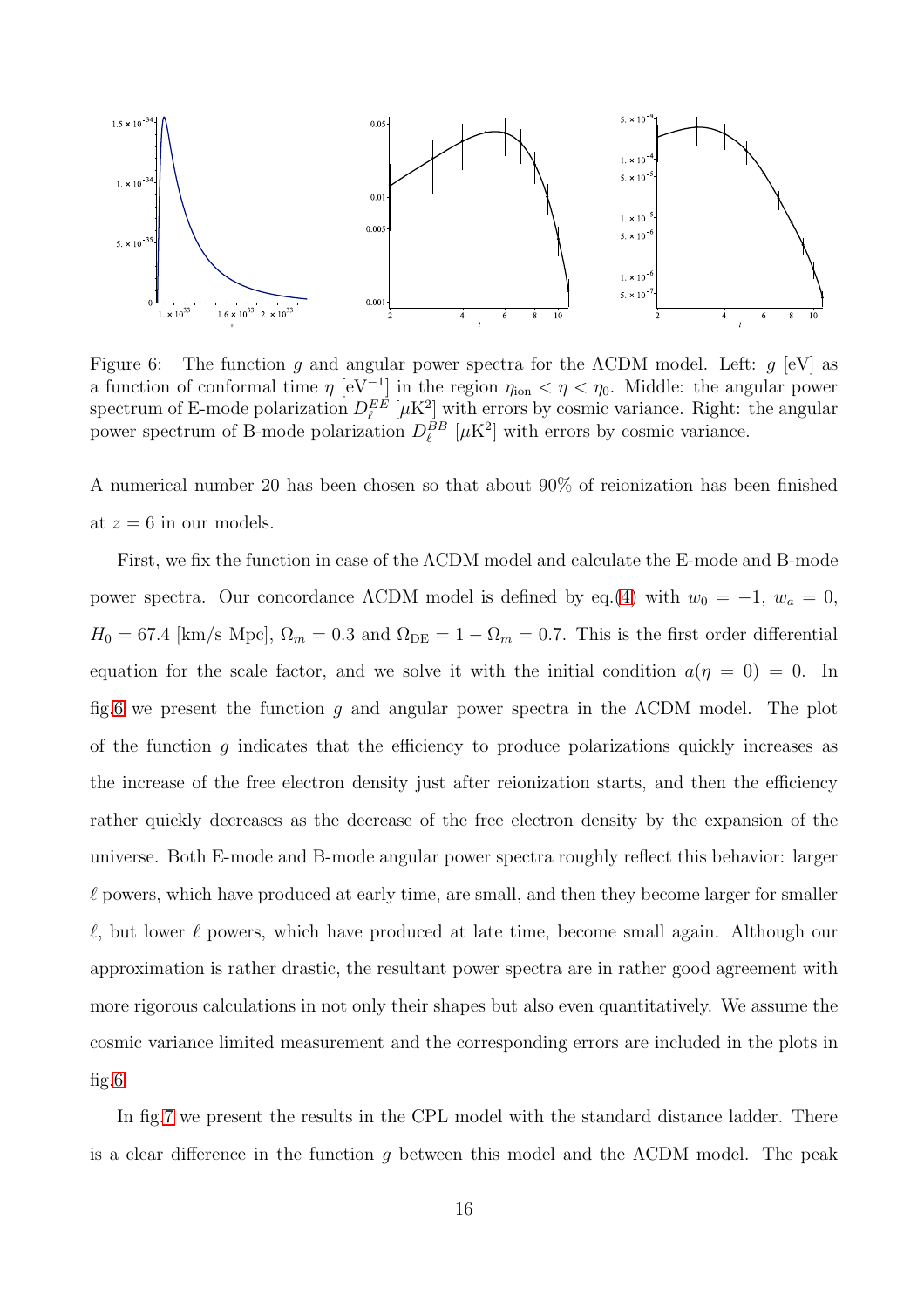Figure 6: The function $g$ and angular power spectra for the ΛCDM model. Left: $g$ [eV] as a function of conformal time $\eta$ [eV$^{-1}$] in the region $\eta_{\rm ion} < \eta < \eta_0$. Middle: the angular power spectrum of E-mode polarization $D_\ell^{EE}$ [$\mu$K$^2$] with errors by cosmic variance. Right: the angular power spectrum of B-mode polarization $D_\ell^{BB}$ [$\mu$K$^2$] with errors by cosmic variance.

A numerical number 20 has been chosen so that about 90% of reionization has been finished at $z = 6$ in our models.

First, we fix the function in case of the ΛCDM model and calculate the E-mode and B-mode power spectra. Our concordance ΛCDM model is defined by eq.(4) with $w_0 = -1$, $w_a = 0$, $H_0 = 67.4$ [km/s Mpc], $\Omega_m = 0.3$ and $\Omega_{\rm DE} = 1 - \Omega_m = 0.7$. This is the first order differential equation for the scale factor, and we solve it with the initial condition $a(\eta = 0) = 0$. In fig.6 we present the function $g$ and angular power spectra in the ΛCDM model. The plot of the function $g$ indicates that the efficiency to produce polarizations quickly increases as the increase of the free electron density just after reionization starts, and then the efficiency rather quickly decreases as the decrease of the free electron density by the expansion of the universe. Both E-mode and B-mode angular power spectra roughly reflect this behavior: larger $\ell$ powers, which have produced at early time, are small, and then they become larger for smaller $\ell$, but lower $\ell$ powers, which have produced at late time, become small again. Although our approximation is rather drastic, the resultant power spectra are in rather good agreement with more rigorous calculations in not only their shapes but also even quantitatively. We assume the cosmic variance limited measurement and the corresponding errors are included in the plots in fig.6.

In fig.7 we present the results in the CPL model with the standard distance ladder. There is a clear difference in the function $g$ between this model and the ΛCDM model. The peak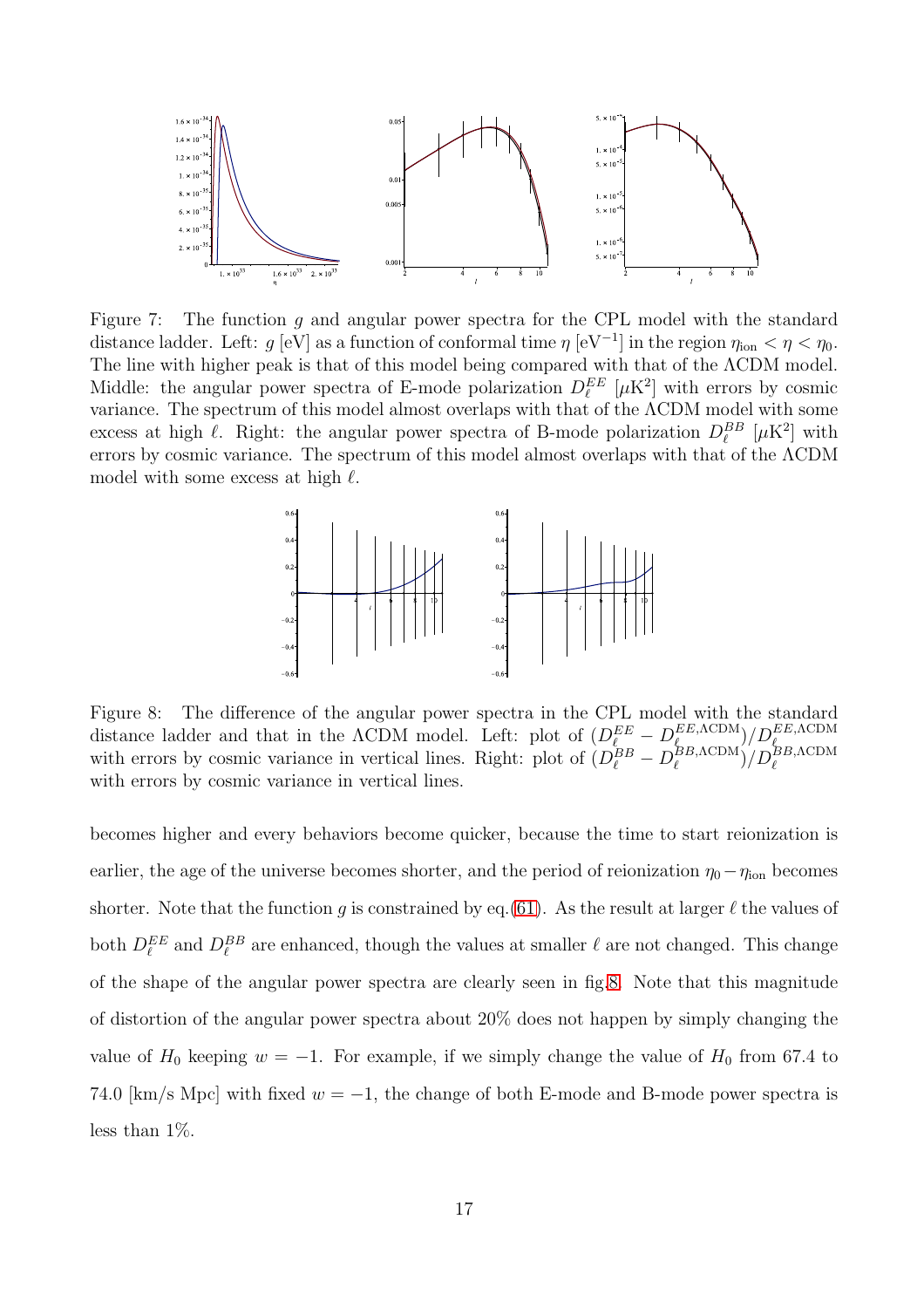Figure 7: The function $g$ and angular power spectra for the CPL model with the standard distance ladder. Left: $g$ [eV] as a function of conformal time $\eta$ [eV$^{-1}$] in the region $\eta_{\rm ion} < \eta < \eta_0$. The line with higher peak is that of this model being compared with that of the ΛCDM model. Middle: the angular power spectra of E-mode polarization $D_\ell^{EE}$ [$\mu$K$^2$] with errors by cosmic variance. The spectrum of this model almost overlaps with that of the ΛCDM model with some excess at high $\ell$. Right: the angular power spectra of B-mode polarization $D_\ell^{BB}$ [$\mu$K$^2$] with errors by cosmic variance. The spectrum of this model almost overlaps with that of the ΛCDM model with some excess at high $\ell$.

Figure 8: The difference of the angular power spectra in the CPL model with the standard distance ladder and that in the ΛCDM model. Left: plot of $(D_\ell^{EE} - D_\ell^{EE,\Lambda{\rm CDM}})/D_\ell^{EE,\Lambda{\rm CDM}}$ with errors by cosmic variance in vertical lines. Right: plot of $(D_\ell^{BB} - D_\ell^{BB,\Lambda{\rm CDM}})/D_\ell^{BB,\Lambda{\rm CDM}}$ with errors by cosmic variance in vertical lines.

becomes higher and every behaviors become quicker, because the time to start reionization is earlier, the age of the universe becomes shorter, and the period of reionization $\eta_0 - \eta_{\rm ion}$ becomes shorter. Note that the function $g$ is constrained by eq.(61). As the result at larger $\ell$ the values of both $D_\ell^{EE}$ and $D_\ell^{BB}$ are enhanced, though the values at smaller $\ell$ are not changed. This change of the shape of the angular power spectra are clearly seen in fig.8. Note that this magnitude of distortion of the angular power spectra about 20% does not happen by simply changing the value of $H_0$ keeping $w = -1$. For example, if we simply change the value of $H_0$ from 67.4 to 74.0 [km/s Mpc] with fixed $w = -1$, the change of both E-mode and B-mode power spectra is less than 1%.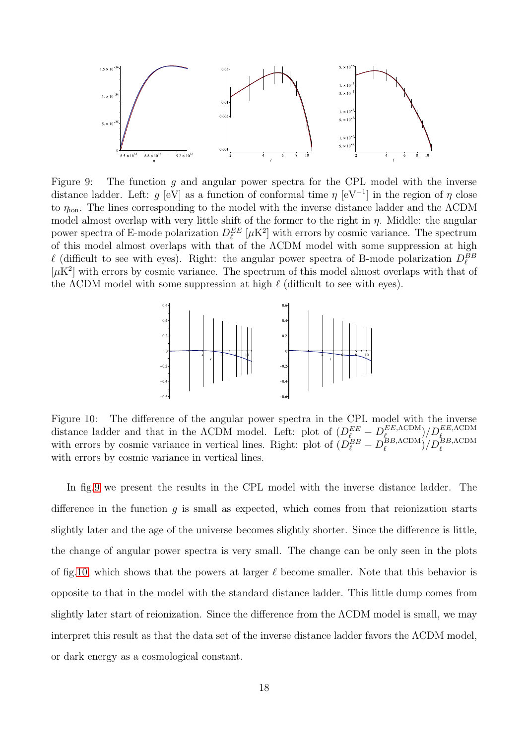Figure 9: The function $g$ and angular power spectra for the CPL model with the inverse distance ladder. Left: $g$ [eV] as a function of conformal time $\eta$ [eV$^{-1}$] in the region of $\eta$ close to $\eta_{\rm ion}$. The lines corresponding to the model with the inverse distance ladder and the $\Lambda$CDM model almost overlap with very little shift of the former to the right in $\eta$. Middle: the angular power spectra of E-mode polarization $D_\ell^{EE}$ [$\mu$K$^2$] with errors by cosmic variance. The spectrum of this model almost overlaps with that of the $\Lambda$CDM model with some suppression at high $\ell$ (difficult to see with eyes). Right: the angular power spectra of B-mode polarization $D_\ell^{BB}$ [$\mu$K$^2$] with errors by cosmic variance. The spectrum of this model almost overlaps with that of the $\Lambda$CDM model with some suppression at high $\ell$ (difficult to see with eyes).

Figure 10: The difference of the angular power spectra in the CPL model with the inverse distance ladder and that in the $\Lambda$CDM model. Left: plot of $(D_\ell^{EE} - D_\ell^{EE,\Lambda{\rm CDM}})/D_\ell^{EE,\Lambda{\rm CDM}}$ with errors by cosmic variance in vertical lines. Right: plot of $(D_\ell^{BB} - D_\ell^{BB,\Lambda{\rm CDM}})/D_\ell^{BB,\Lambda{\rm CDM}}$ with errors by cosmic variance in vertical lines.

In fig.9 we present the results in the CPL model with the inverse distance ladder. The difference in the function $g$ is small as expected, which comes from that reionization starts slightly later and the age of the universe becomes slightly shorter. Since the difference is little, the change of angular power spectra is very small. The change can be only seen in the plots of fig.10, which shows that the powers at larger $\ell$ become smaller. Note that this behavior is opposite to that in the model with the standard distance ladder. This little dump comes from slightly later start of reionization. Since the difference from the $\Lambda$CDM model is small, we may interpret this result as that the data set of the inverse distance ladder favors the $\Lambda$CDM model, or dark energy as a cosmological constant.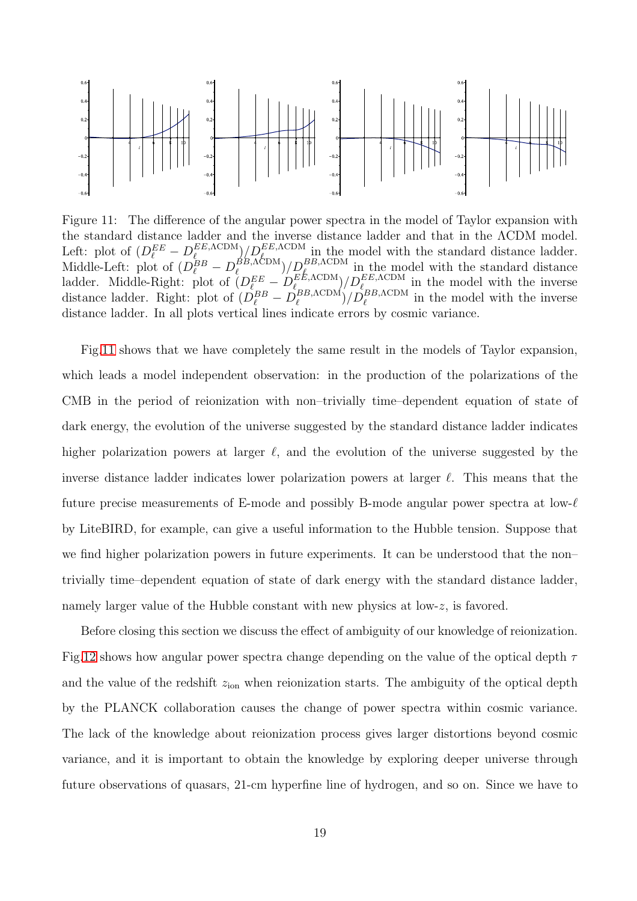Figure 11: The difference of the angular power spectra in the model of Taylor expansion with the standard distance ladder and the inverse distance ladder and that in the ΛCDM model. Left: plot of $(D_\ell^{EE} - D_\ell^{EE,\Lambda\text{CDM}})/D_\ell^{EE,\Lambda\text{CDM}}$ in the model with the standard distance ladder. Middle-Left: plot of $(D_\ell^{BB} - D_\ell^{BB,\Lambda\text{CDM}})/D_\ell^{BB,\Lambda\text{CDM}}$ in the model with the standard distance ladder. Middle-Right: plot of $(D_\ell^{EE} - D_\ell^{EE,\Lambda\text{CDM}})/D_\ell^{EE,\Lambda\text{CDM}}$ in the model with the inverse distance ladder. Right: plot of $(D_\ell^{BB} - D_\ell^{BB,\Lambda\text{CDM}})/D_\ell^{BB,\Lambda\text{CDM}}$ in the model with the inverse distance ladder. In all plots vertical lines indicate errors by cosmic variance.

Fig.11 shows that we have completely the same result in the models of Taylor expansion, which leads a model independent observation: in the production of the polarizations of the CMB in the period of reionization with non–trivially time–dependent equation of state of dark energy, the evolution of the universe suggested by the standard distance ladder indicates higher polarization powers at larger $\ell$, and the evolution of the universe suggested by the inverse distance ladder indicates lower polarization powers at larger $\ell$. This means that the future precise measurements of E-mode and possibly B-mode angular power spectra at low-$\ell$ by LiteBIRD, for example, can give a useful information to the Hubble tension. Suppose that we find higher polarization powers in future experiments. It can be understood that the non–trivially time–dependent equation of state of dark energy with the standard distance ladder, namely larger value of the Hubble constant with new physics at low-$z$, is favored.

Before closing this section we discuss the effect of ambiguity of our knowledge of reionization. Fig.12 shows how angular power spectra change depending on the value of the optical depth $\tau$ and the value of the redshift $z_{\text{ion}}$ when reionization starts. The ambiguity of the optical depth by the PLANCK collaboration causes the change of power spectra within cosmic variance. The lack of the knowledge about reionization process gives larger distortions beyond cosmic variance, and it is important to obtain the knowledge by exploring deeper universe through future observations of quasars, 21-cm hyperfine line of hydrogen, and so on. Since we have to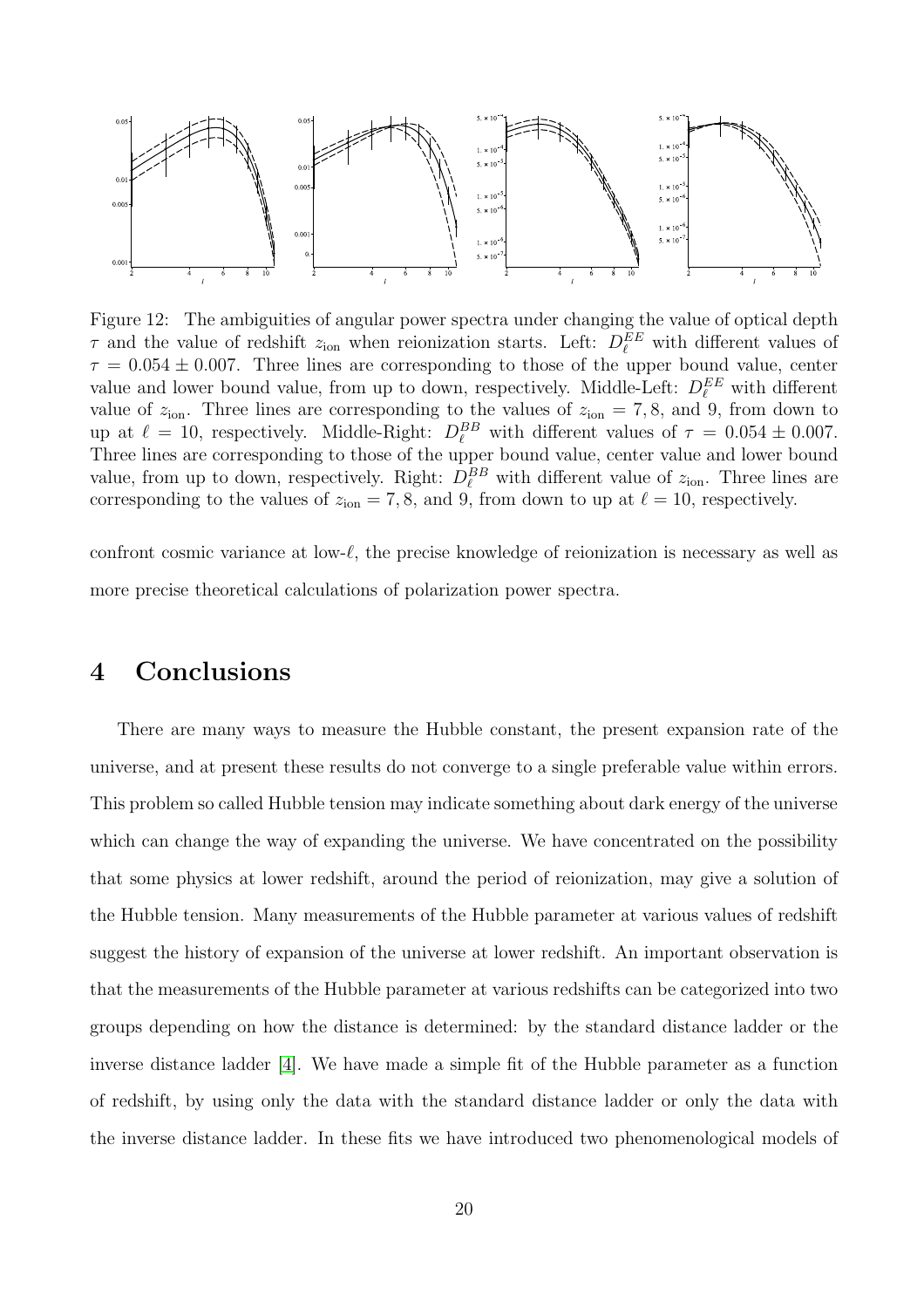Figure 12: The ambiguities of angular power spectra under changing the value of optical depth $\tau$ and the value of redshift $z_{\rm ion}$ when reionization starts. Left: $D_\ell^{EE}$ with different values of $\tau = 0.054 \pm 0.007$. Three lines are corresponding to those of the upper bound value, center value and lower bound value, from up to down, respectively. Middle-Left: $D_\ell^{EE}$ with different value of $z_{\rm ion}$. Three lines are corresponding to the values of $z_{\rm ion} = 7, 8$, and 9, from down to up at $\ell = 10$, respectively. Middle-Right: $D_\ell^{BB}$ with different values of $\tau = 0.054 \pm 0.007$. Three lines are corresponding to those of the upper bound value, center value and lower bound value, from up to down, respectively. Right: $D_\ell^{BB}$ with different value of $z_{\rm ion}$. Three lines are corresponding to the values of $z_{\rm ion} = 7, 8$, and 9, from down to up at $\ell = 10$, respectively.

confront cosmic variance at low-$\ell$, the precise knowledge of reionization is necessary as well as more precise theoretical calculations of polarization power spectra.

# 4 Conclusions

There are many ways to measure the Hubble constant, the present expansion rate of the universe, and at present these results do not converge to a single preferable value within errors. This problem so called Hubble tension may indicate something about dark energy of the universe which can change the way of expanding the universe. We have concentrated on the possibility that some physics at lower redshift, around the period of reionization, may give a solution of the Hubble tension. Many measurements of the Hubble parameter at various values of redshift suggest the history of expansion of the universe at lower redshift. An important observation is that the measurements of the Hubble parameter at various redshifts can be categorized into two groups depending on how the distance is determined: by the standard distance ladder or the inverse distance ladder [4]. We have made a simple fit of the Hubble parameter as a function of redshift, by using only the data with the standard distance ladder or only the data with the inverse distance ladder. In these fits we have introduced two phenomenological models of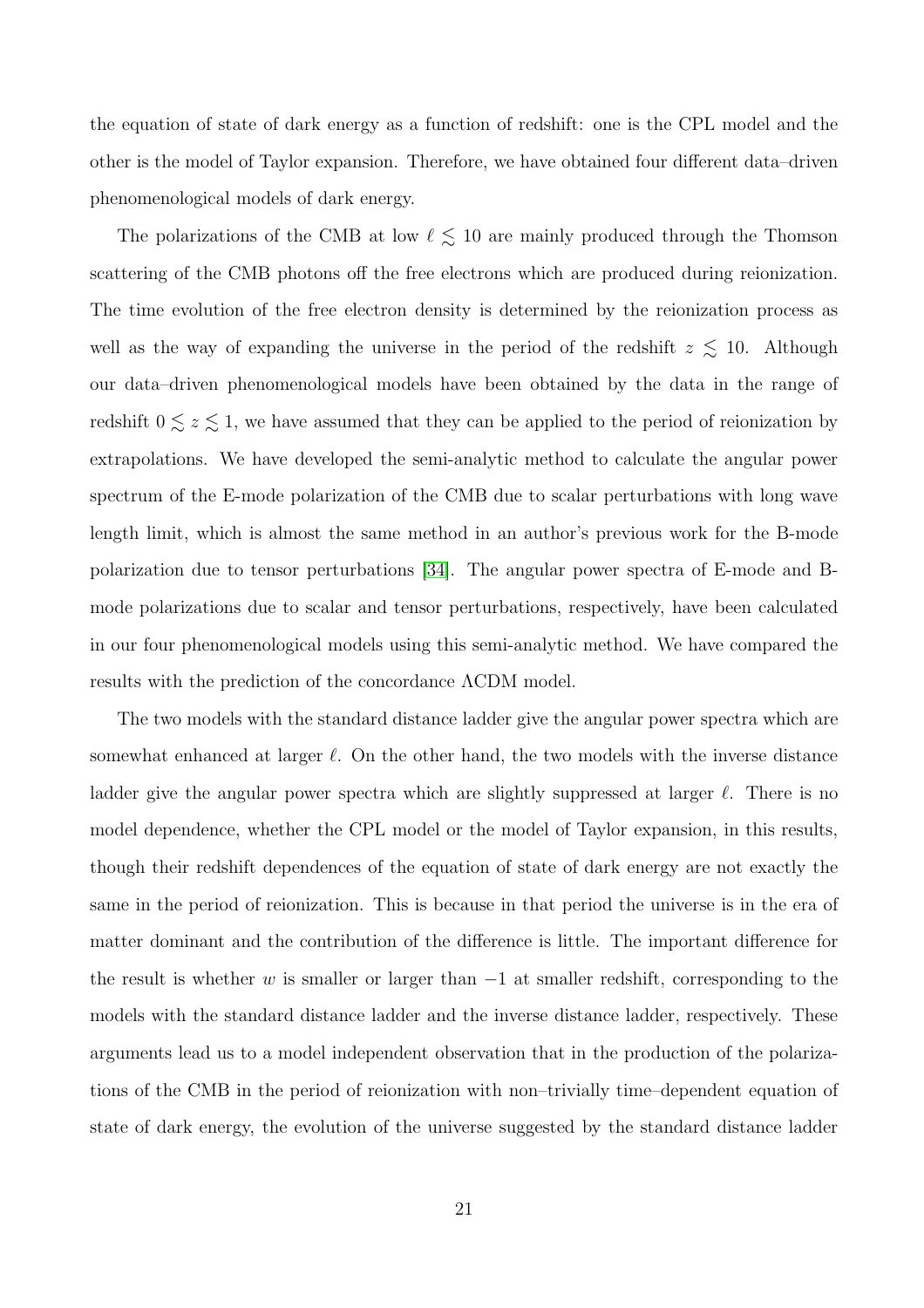the equation of state of dark energy as a function of redshift: one is the CPL model and the other is the model of Taylor expansion. Therefore, we have obtained four different data–driven phenomenological models of dark energy.

The polarizations of the CMB at low $\ell \lesssim 10$ are mainly produced through the Thomson scattering of the CMB photons off the free electrons which are produced during reionization. The time evolution of the free electron density is determined by the reionization process as well as the way of expanding the universe in the period of the redshift $z \lesssim 10$. Although our data–driven phenomenological models have been obtained by the data in the range of redshift $0 \lesssim z \lesssim 1$, we have assumed that they can be applied to the period of reionization by extrapolations. We have developed the semi-analytic method to calculate the angular power spectrum of the E-mode polarization of the CMB due to scalar perturbations with long wave length limit, which is almost the same method in an author's previous work for the B-mode polarization due to tensor perturbations [34]. The angular power spectra of E-mode and B-mode polarizations due to scalar and tensor perturbations, respectively, have been calculated in our four phenomenological models using this semi-analytic method. We have compared the results with the prediction of the concordance ΛCDM model.

The two models with the standard distance ladder give the angular power spectra which are somewhat enhanced at larger $\ell$. On the other hand, the two models with the inverse distance ladder give the angular power spectra which are slightly suppressed at larger $\ell$. There is no model dependence, whether the CPL model or the model of Taylor expansion, in this results, though their redshift dependences of the equation of state of dark energy are not exactly the same in the period of reionization. This is because in that period the universe is in the era of matter dominant and the contribution of the difference is little. The important difference for the result is whether $w$ is smaller or larger than $-1$ at smaller redshift, corresponding to the models with the standard distance ladder and the inverse distance ladder, respectively. These arguments lead us to a model independent observation that in the production of the polarizations of the CMB in the period of reionization with non–trivially time–dependent equation of state of dark energy, the evolution of the universe suggested by the standard distance ladder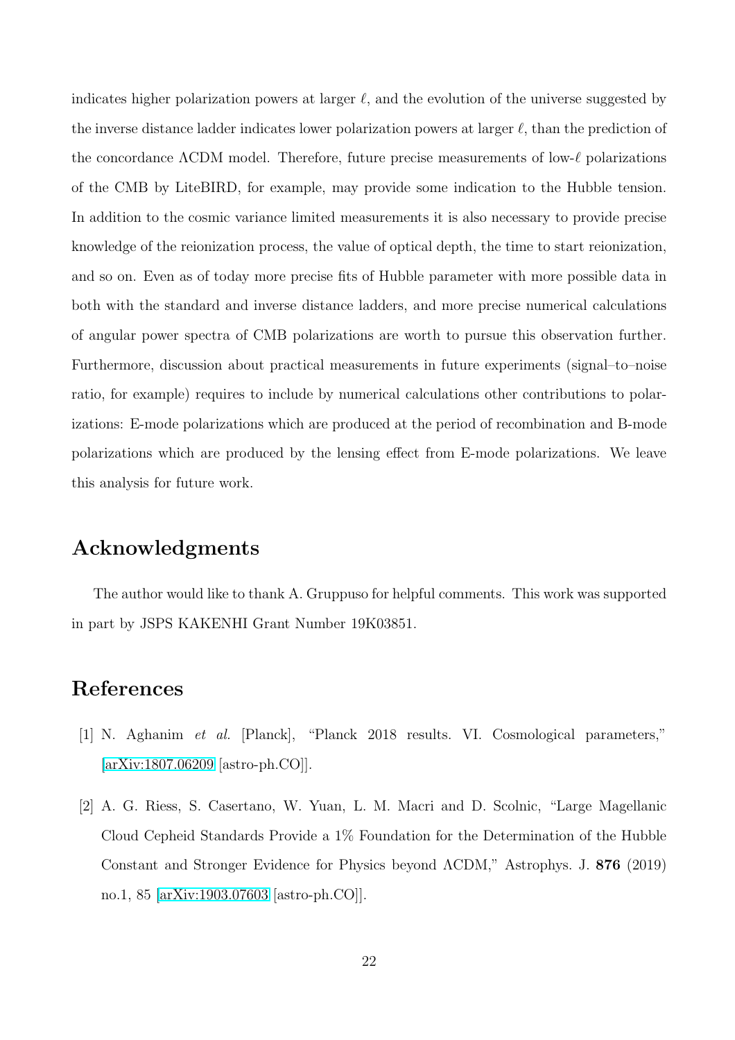indicates higher polarization powers at larger $\ell$, and the evolution of the universe suggested by the inverse distance ladder indicates lower polarization powers at larger $\ell$, than the prediction of the concordance ΛCDM model. Therefore, future precise measurements of low-$\ell$ polarizations of the CMB by LiteBIRD, for example, may provide some indication to the Hubble tension. In addition to the cosmic variance limited measurements it is also necessary to provide precise knowledge of the reionization process, the value of optical depth, the time to start reionization, and so on. Even as of today more precise fits of Hubble parameter with more possible data in both with the standard and inverse distance ladders, and more precise numerical calculations of angular power spectra of CMB polarizations are worth to pursue this observation further. Furthermore, discussion about practical measurements in future experiments (signal–to–noise ratio, for example) requires to include by numerical calculations other contributions to polarizations: E-mode polarizations which are produced at the period of recombination and B-mode polarizations which are produced by the lensing effect from E-mode polarizations. We leave this analysis for future work.

## Acknowledgments

The author would like to thank A. Gruppuso for helpful comments. This work was supported in part by JSPS KAKENHI Grant Number 19K03851.

## References

[1] N. Aghanim *et al.* [Planck], "Planck 2018 results. VI. Cosmological parameters," [arXiv:1807.06209 [astro-ph.CO]].

[2] A. G. Riess, S. Casertano, W. Yuan, L. M. Macri and D. Scolnic, "Large Magellanic Cloud Cepheid Standards Provide a 1% Foundation for the Determination of the Hubble Constant and Stronger Evidence for Physics beyond ΛCDM," Astrophys. J. **876** (2019) no.1, 85 [arXiv:1903.07603 [astro-ph.CO]].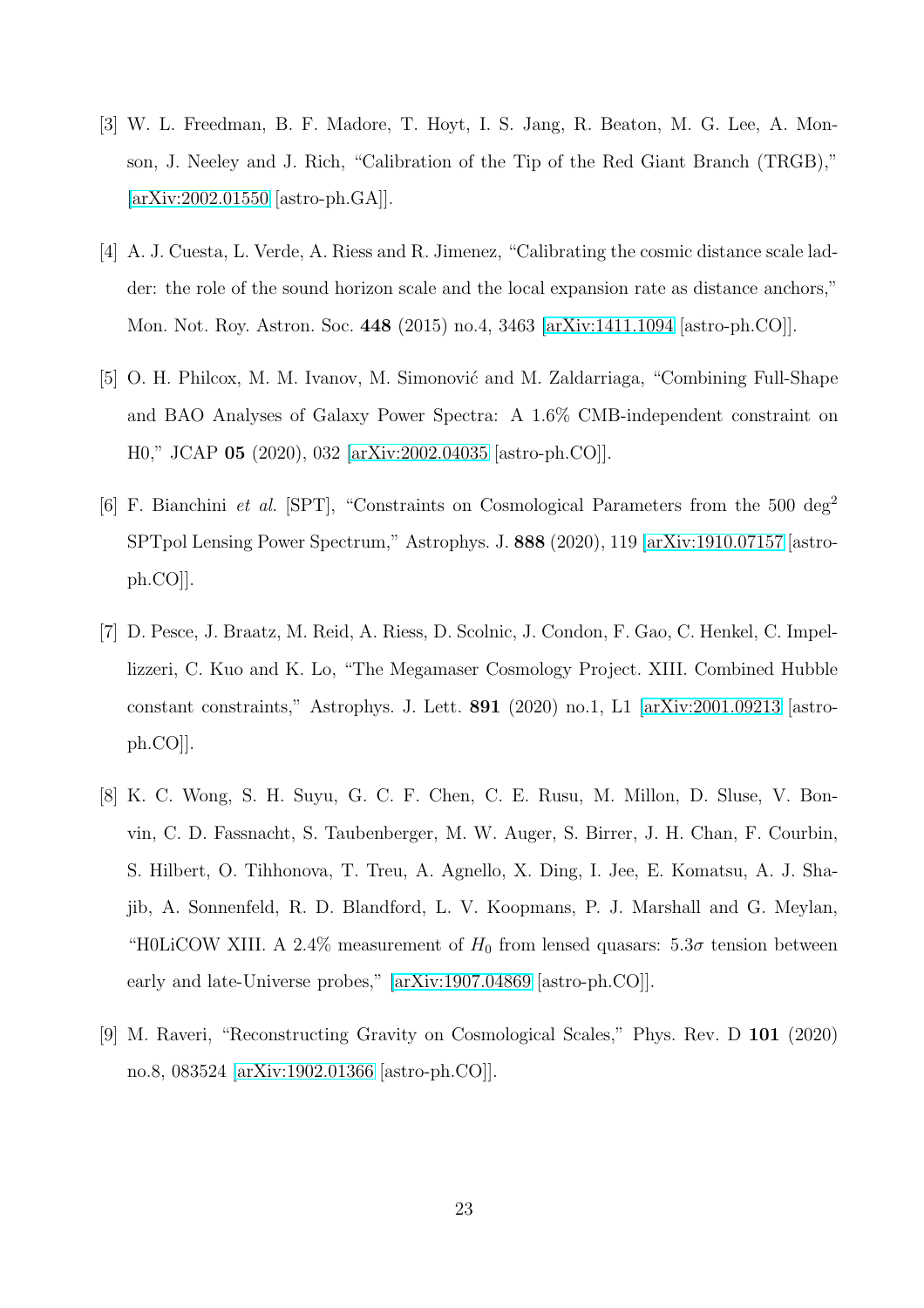[3] W. L. Freedman, B. F. Madore, T. Hoyt, I. S. Jang, R. Beaton, M. G. Lee, A. Monson, J. Neeley and J. Rich, "Calibration of the Tip of the Red Giant Branch (TRGB)," [arXiv:2002.01550 [astro-ph.GA]].

[4] A. J. Cuesta, L. Verde, A. Riess and R. Jimenez, "Calibrating the cosmic distance scale ladder: the role of the sound horizon scale and the local expansion rate as distance anchors," Mon. Not. Roy. Astron. Soc. **448** (2015) no.4, 3463 [arXiv:1411.1094 [astro-ph.CO]].

[5] O. H. Philcox, M. M. Ivanov, M. Simonović and M. Zaldarriaga, "Combining Full-Shape and BAO Analyses of Galaxy Power Spectra: A 1.6% CMB-independent constraint on H0," JCAP **05** (2020), 032 [arXiv:2002.04035 [astro-ph.CO]].

[6] F. Bianchini *et al.* [SPT], "Constraints on Cosmological Parameters from the 500 $\mathrm{deg}^2$ SPTpol Lensing Power Spectrum," Astrophys. J. **888** (2020), 119 [arXiv:1910.07157 [astro-ph.CO]].

[7] D. Pesce, J. Braatz, M. Reid, A. Riess, D. Scolnic, J. Condon, F. Gao, C. Henkel, C. Impellizzeri, C. Kuo and K. Lo, "The Megamaser Cosmology Project. XIII. Combined Hubble constant constraints," Astrophys. J. Lett. **891** (2020) no.1, L1 [arXiv:2001.09213 [astro-ph.CO]].

[8] K. C. Wong, S. H. Suyu, G. C. F. Chen, C. E. Rusu, M. Millon, D. Sluse, V. Bonvin, C. D. Fassnacht, S. Taubenberger, M. W. Auger, S. Birrer, J. H. Chan, F. Courbin, S. Hilbert, O. Tihhonova, T. Treu, A. Agnello, X. Ding, I. Jee, E. Komatsu, A. J. Shajib, A. Sonnenfeld, R. D. Blandford, L. V. Koopmans, P. J. Marshall and G. Meylan, "H0LiCOW XIII. A 2.4% measurement of $H_0$ from lensed quasars: $5.3\sigma$ tension between early and late-Universe probes," [arXiv:1907.04869 [astro-ph.CO]].

[9] M. Raveri, "Reconstructing Gravity on Cosmological Scales," Phys. Rev. D **101** (2020) no.8, 083524 [arXiv:1902.01366 [astro-ph.CO]].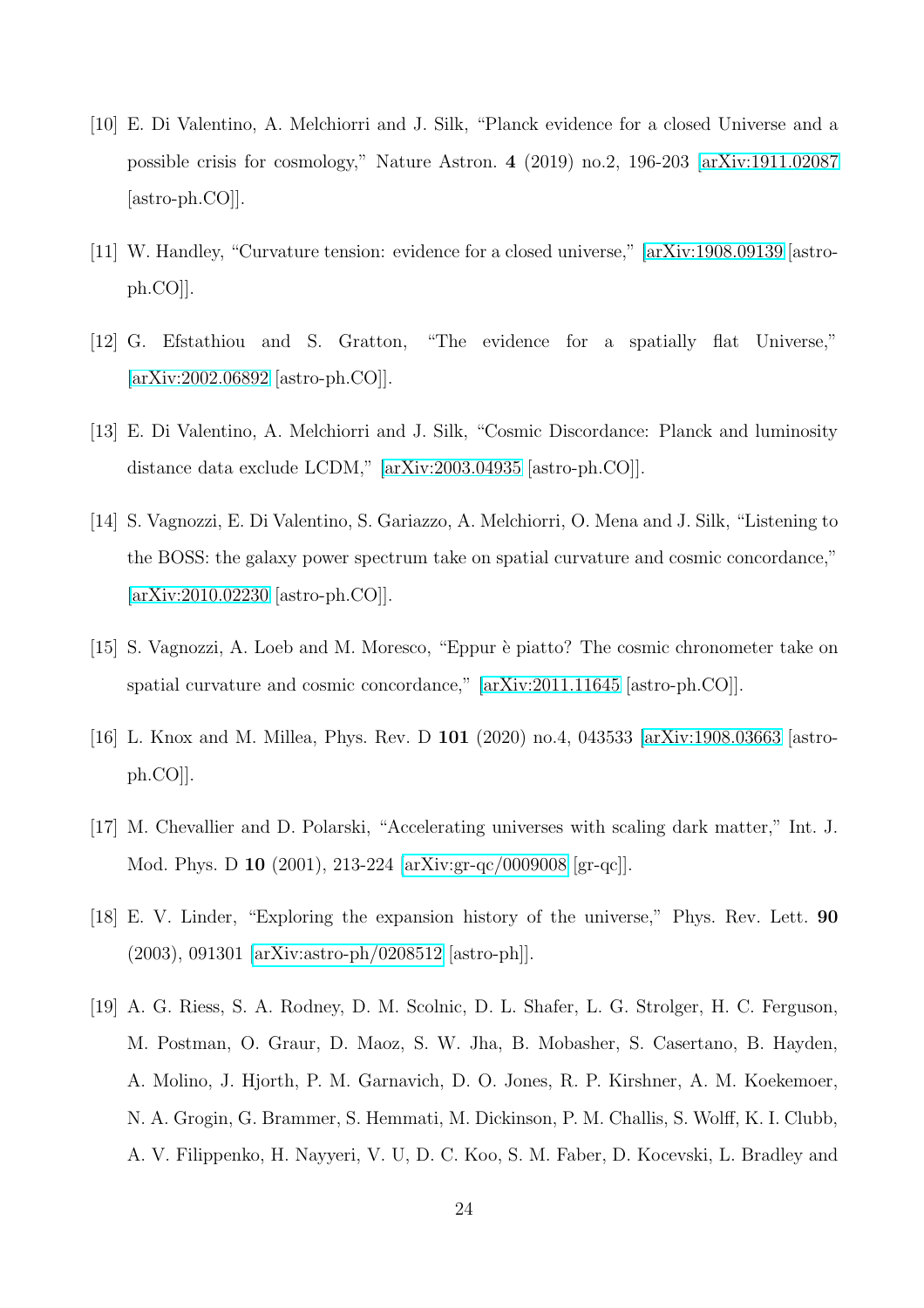[10] E. Di Valentino, A. Melchiorri and J. Silk, "Planck evidence for a closed Universe and a possible crisis for cosmology," Nature Astron. **4** (2019) no.2, 196-203 [arXiv:1911.02087 [astro-ph.CO]].

[11] W. Handley, "Curvature tension: evidence for a closed universe," [arXiv:1908.09139 [astro-ph.CO]].

[12] G. Efstathiou and S. Gratton, "The evidence for a spatially flat Universe," [arXiv:2002.06892 [astro-ph.CO]].

[13] E. Di Valentino, A. Melchiorri and J. Silk, "Cosmic Discordance: Planck and luminosity distance data exclude LCDM," [arXiv:2003.04935 [astro-ph.CO]].

[14] S. Vagnozzi, E. Di Valentino, S. Gariazzo, A. Melchiorri, O. Mena and J. Silk, "Listening to the BOSS: the galaxy power spectrum take on spatial curvature and cosmic concordance," [arXiv:2010.02230 [astro-ph.CO]].

[15] S. Vagnozzi, A. Loeb and M. Moresco, "Eppur è piatto? The cosmic chronometer take on spatial curvature and cosmic concordance," [arXiv:2011.11645 [astro-ph.CO]].

[16] L. Knox and M. Millea, Phys. Rev. D **101** (2020) no.4, 043533 [arXiv:1908.03663 [astro-ph.CO]].

[17] M. Chevallier and D. Polarski, "Accelerating universes with scaling dark matter," Int. J. Mod. Phys. D **10** (2001), 213-224 [arXiv:gr-qc/0009008 [gr-qc]].

[18] E. V. Linder, "Exploring the expansion history of the universe," Phys. Rev. Lett. **90** (2003), 091301 [arXiv:astro-ph/0208512 [astro-ph]].

[19] A. G. Riess, S. A. Rodney, D. M. Scolnic, D. L. Shafer, L. G. Strolger, H. C. Ferguson, M. Postman, O. Graur, D. Maoz, S. W. Jha, B. Mobasher, S. Casertano, B. Hayden, A. Molino, J. Hjorth, P. M. Garnavich, D. O. Jones, R. P. Kirshner, A. M. Koekemoer, N. A. Grogin, G. Brammer, S. Hemmati, M. Dickinson, P. M. Challis, S. Wolff, K. I. Clubb, A. V. Filippenko, H. Nayyeri, V. U, D. C. Koo, S. M. Faber, D. Kocevski, L. Bradley and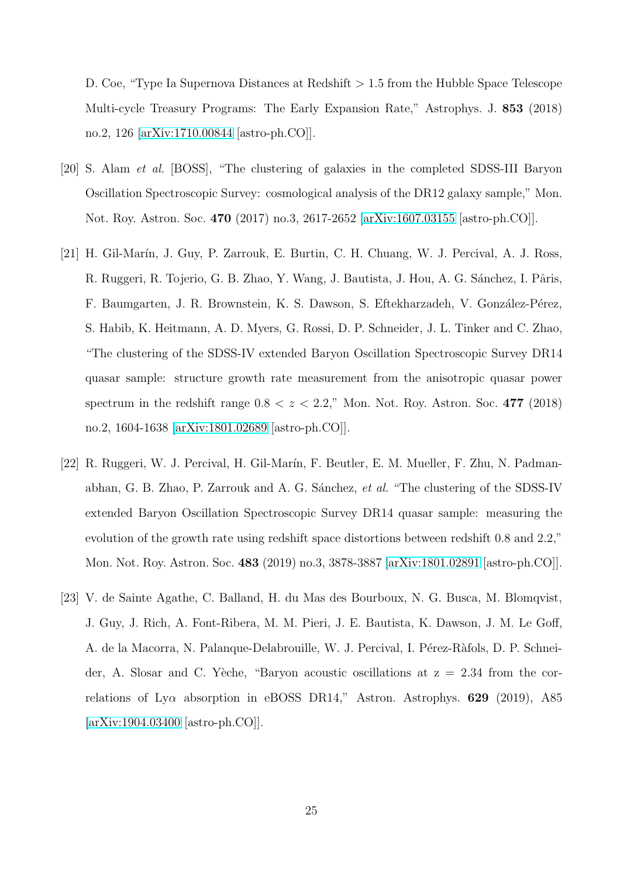D. Coe, "Type Ia Supernova Distances at Redshift > 1.5 from the Hubble Space Telescope Multi-cycle Treasury Programs: The Early Expansion Rate," Astrophys. J. **853** (2018) no.2, 126 [arXiv:1710.00844 [astro-ph.CO]].

[20] S. Alam *et al.* [BOSS], "The clustering of galaxies in the completed SDSS-III Baryon Oscillation Spectroscopic Survey: cosmological analysis of the DR12 galaxy sample," Mon. Not. Roy. Astron. Soc. **470** (2017) no.3, 2617-2652 [arXiv:1607.03155 [astro-ph.CO]].

[21] H. Gil-Marín, J. Guy, P. Zarrouk, E. Burtin, C. H. Chuang, W. J. Percival, A. J. Ross, R. Ruggeri, R. Tojerio, G. B. Zhao, Y. Wang, J. Bautista, J. Hou, A. G. Sánchez, I. Pâris, F. Baumgarten, J. R. Brownstein, K. S. Dawson, S. Eftekharzadeh, V. González-Pérez, S. Habib, K. Heitmann, A. D. Myers, G. Rossi, D. P. Schneider, J. L. Tinker and C. Zhao, "The clustering of the SDSS-IV extended Baryon Oscillation Spectroscopic Survey DR14 quasar sample: structure growth rate measurement from the anisotropic quasar power spectrum in the redshift range $0.8 < z < 2.2$," Mon. Not. Roy. Astron. Soc. **477** (2018) no.2, 1604-1638 [arXiv:1801.02689 [astro-ph.CO]].

[22] R. Ruggeri, W. J. Percival, H. Gil-Marín, F. Beutler, E. M. Mueller, F. Zhu, N. Padmanabhan, G. B. Zhao, P. Zarrouk and A. G. Sánchez, *et al.* "The clustering of the SDSS-IV extended Baryon Oscillation Spectroscopic Survey DR14 quasar sample: measuring the evolution of the growth rate using redshift space distortions between redshift 0.8 and 2.2," Mon. Not. Roy. Astron. Soc. **483** (2019) no.3, 3878-3887 [arXiv:1801.02891 [astro-ph.CO]].

[23] V. de Sainte Agathe, C. Balland, H. du Mas des Bourboux, N. G. Busca, M. Blomqvist, J. Guy, J. Rich, A. Font-Ribera, M. M. Pieri, J. E. Bautista, K. Dawson, J. M. Le Goff, A. de la Macorra, N. Palanque-Delabrouille, W. J. Percival, I. Pérez-Ràfols, D. P. Schneider, A. Slosar and C. Yèche, "Baryon acoustic oscillations at z = 2.34 from the correlations of Ly$\alpha$ absorption in eBOSS DR14," Astron. Astrophys. **629** (2019), A85 [arXiv:1904.03400 [astro-ph.CO]].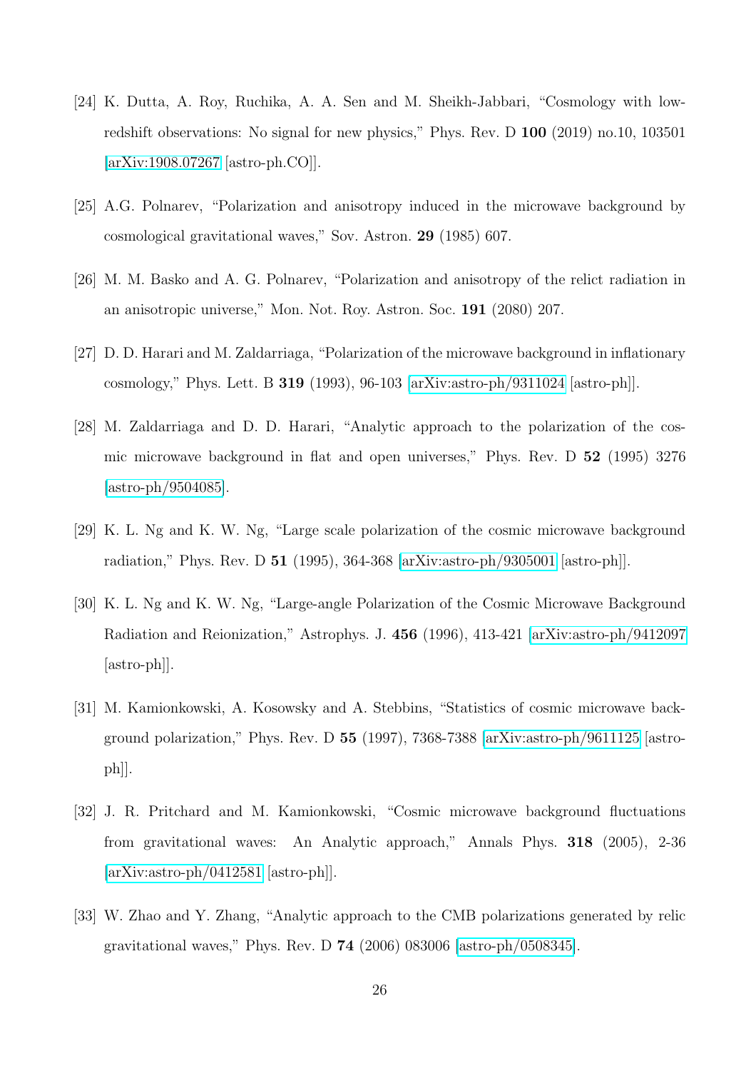[24] K. Dutta, A. Roy, Ruchika, A. A. Sen and M. Sheikh-Jabbari, “Cosmology with low-redshift observations: No signal for new physics,” Phys. Rev. D **100** (2019) no.10, 103501 [arXiv:1908.07267 [astro-ph.CO]].

[25] A.G. Polnarev, “Polarization and anisotropy induced in the microwave background by cosmological gravitational waves,” Sov. Astron. **29** (1985) 607.

[26] M. M. Basko and A. G. Polnarev, “Polarization and anisotropy of the relict radiation in an anisotropic universe,” Mon. Not. Roy. Astron. Soc. **191** (2080) 207.

[27] D. D. Harari and M. Zaldarriaga, “Polarization of the microwave background in inflationary cosmology,” Phys. Lett. B **319** (1993), 96-103 [arXiv:astro-ph/9311024 [astro-ph]].

[28] M. Zaldarriaga and D. D. Harari, “Analytic approach to the polarization of the cosmic microwave background in flat and open universes,” Phys. Rev. D **52** (1995) 3276 [astro-ph/9504085].

[29] K. L. Ng and K. W. Ng, “Large scale polarization of the cosmic microwave background radiation,” Phys. Rev. D **51** (1995), 364-368 [arXiv:astro-ph/9305001 [astro-ph]].

[30] K. L. Ng and K. W. Ng, “Large-angle Polarization of the Cosmic Microwave Background Radiation and Reionization,” Astrophys. J. **456** (1996), 413-421 [arXiv:astro-ph/9412097 [astro-ph]].

[31] M. Kamionkowski, A. Kosowsky and A. Stebbins, “Statistics of cosmic microwave background polarization,” Phys. Rev. D **55** (1997), 7368-7388 [arXiv:astro-ph/9611125 [astro-ph]].

[32] J. R. Pritchard and M. Kamionkowski, “Cosmic microwave background fluctuations from gravitational waves: An Analytic approach,” Annals Phys. **318** (2005), 2-36 [arXiv:astro-ph/0412581 [astro-ph]].

[33] W. Zhao and Y. Zhang, “Analytic approach to the CMB polarizations generated by relic gravitational waves,” Phys. Rev. D **74** (2006) 083006 [astro-ph/0508345].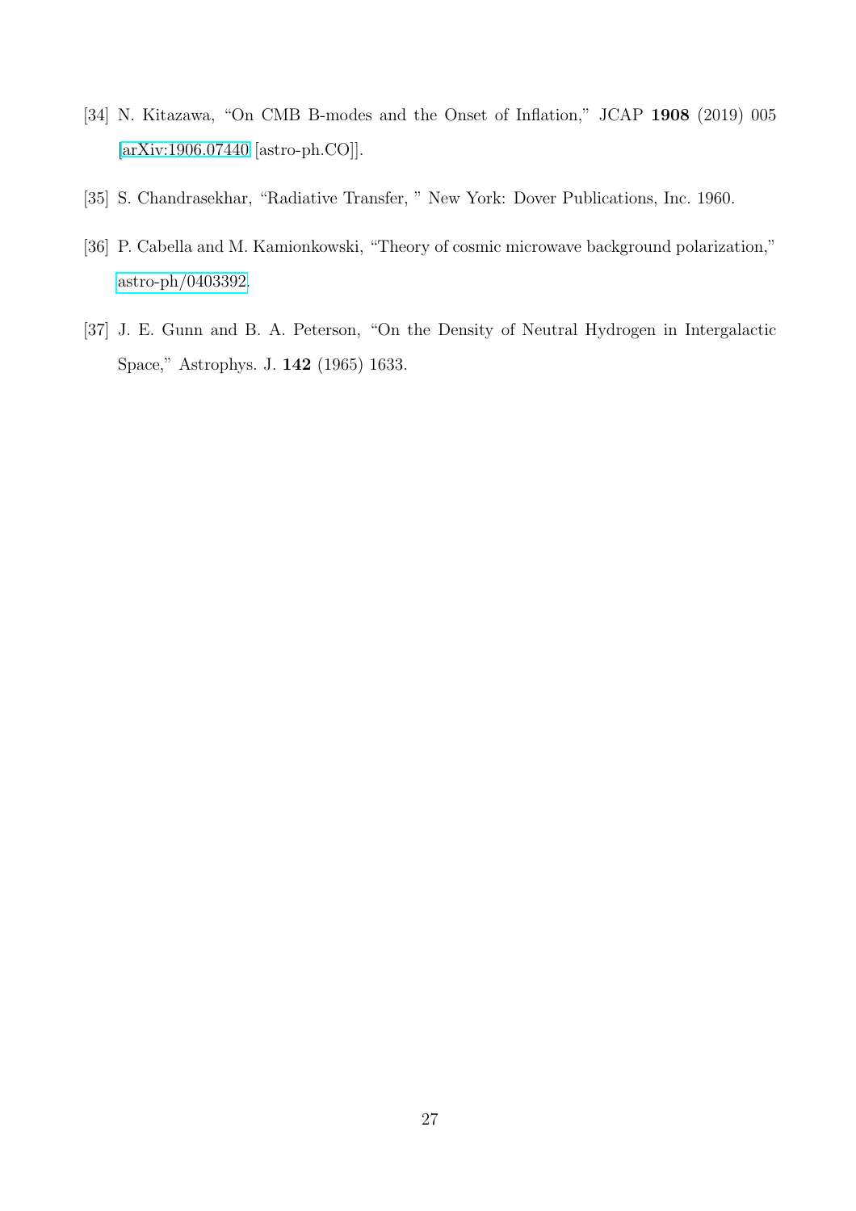[34] N. Kitazawa, "On CMB B-modes and the Onset of Inflation," JCAP **1908** (2019) 005 [arXiv:1906.07440 [astro-ph.CO]].

[35] S. Chandrasekhar, "Radiative Transfer, " New York: Dover Publications, Inc. 1960.

[36] P. Cabella and M. Kamionkowski, "Theory of cosmic microwave background polarization," astro-ph/0403392.

[37] J. E. Gunn and B. A. Peterson, "On the Density of Neutral Hydrogen in Intergalactic Space," Astrophys. J. **142** (1965) 1633.